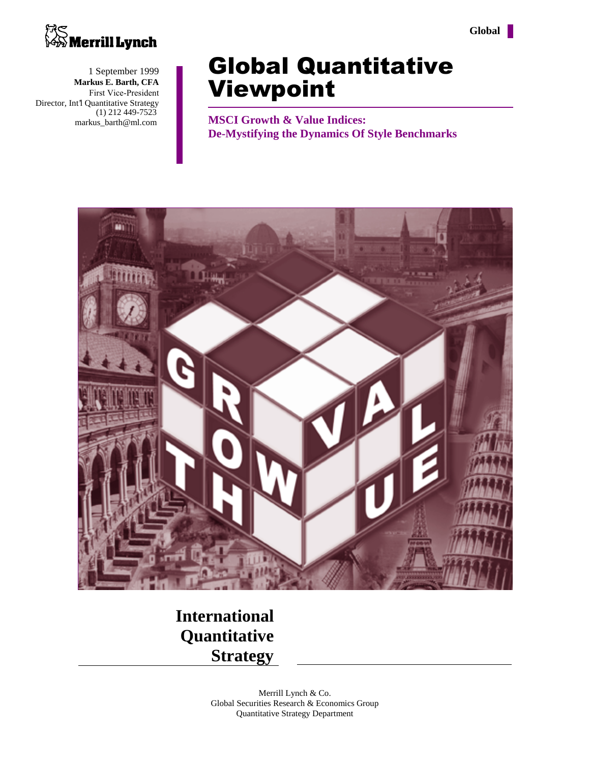Merrill Lynch

Global

1 September 1999

**Markus E. Barth, CFA**

First Vice-President

Director, Int'l Quantitative Strategy

(1) 212 449-7523

markus_barth@ml.com

# Global Quantitative Viewpoint

## MSCI Growth & Value Indices: De-Mystifying the Dynamics Of Style Benchmarks

**International Quantitative Strategy**

Merrill Lynch & Co.

Global Securities Research & Economics Group

Quantitative Strategy Department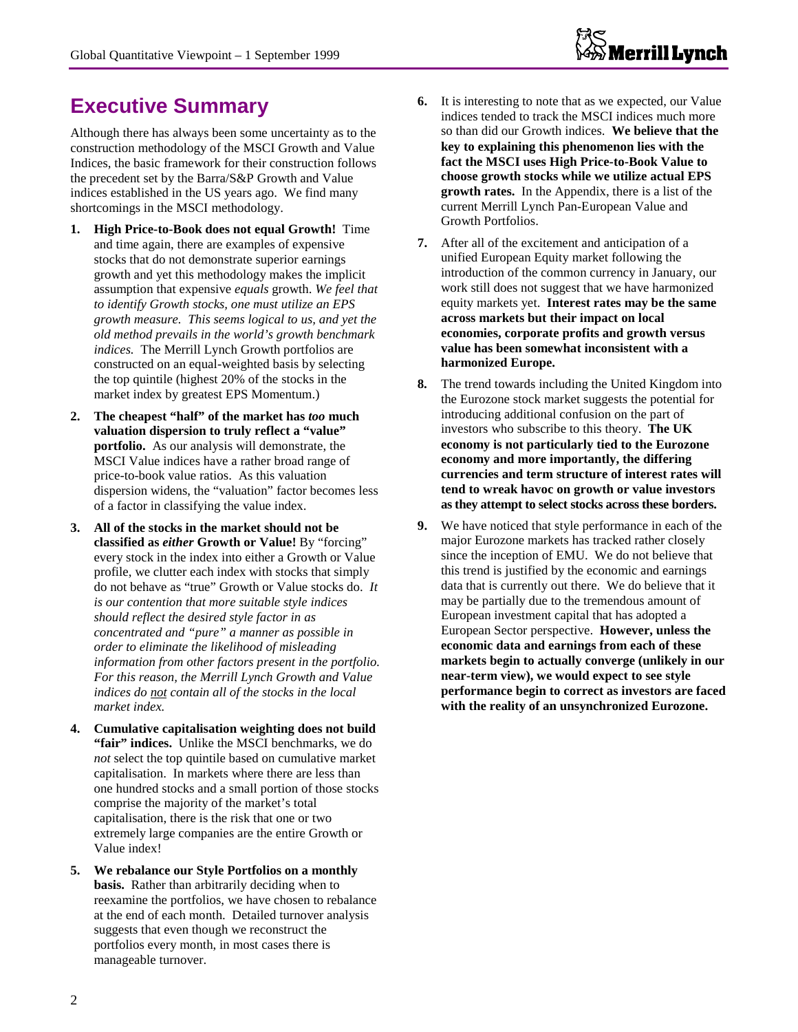# Executive Summary

Although there has always been some uncertainty as to the construction methodology of the MSCI Growth and Value Indices, the basic framework for their construction follows the precedent set by the Barra/S&P Growth and Value indices established in the US years ago. We find many shortcomings in the MSCI methodology.

1. **High Price-to-Book does not equal Growth!** Time and time again, there are examples of expensive stocks that do not demonstrate superior earnings growth and yet this methodology makes the implicit assumption that expensive *equals* growth. *We feel that to identify Growth stocks, one must utilize an EPS growth measure. This seems logical to us, and yet the old method prevails in the world's growth benchmark indices.* The Merrill Lynch Growth portfolios are constructed on an equal-weighted basis by selecting the top quintile (highest 20% of the stocks in the market index by greatest EPS Momentum.)

2. **The cheapest "half" of the market has *too* much valuation dispersion to truly reflect a "value" portfolio.** As our analysis will demonstrate, the MSCI Value indices have a rather broad range of price-to-book value ratios. As this valuation dispersion widens, the "valuation" factor becomes less of a factor in classifying the value index.

3. **All of the stocks in the market should not be classified as *either* Growth or Value!** By "forcing" every stock in the index into either a Growth or Value profile, we clutter each index with stocks that simply do not behave as "true" Growth or Value stocks do. *It is our contention that more suitable style indices should reflect the desired style factor in as concentrated and "pure" a manner as possible in order to eliminate the likelihood of misleading information from other factors present in the portfolio. For this reason, the Merrill Lynch Growth and Value indices do <u>not</u> contain all of the stocks in the local market index.*

4. **Cumulative capitalisation weighting does not build "fair" indices.** Unlike the MSCI benchmarks, we do *not* select the top quintile based on cumulative market capitalisation. In markets where there are less than one hundred stocks and a small portion of those stocks comprise the majority of the market's total capitalisation, there is the risk that one or two extremely large companies are the entire Growth or Value index!

5. **We rebalance our Style Portfolios on a monthly basis.** Rather than arbitrarily deciding when to reexamine the portfolios, we have chosen to rebalance at the end of each month. Detailed turnover analysis suggests that even though we reconstruct the portfolios every month, in most cases there is manageable turnover.

6. It is interesting to note that as we expected, our Value indices tended to track the MSCI indices much more so than did our Growth indices. **We believe that the key to explaining this phenomenon lies with the fact the MSCI uses High Price-to-Book Value to choose growth stocks while we utilize actual EPS growth rates.** In the Appendix, there is a list of the current Merrill Lynch Pan-European Value and Growth Portfolios.

7. After all of the excitement and anticipation of a unified European Equity market following the introduction of the common currency in January, our work still does not suggest that we have harmonized equity markets yet. **Interest rates may be the same across markets but their impact on local economies, corporate profits and growth versus value has been somewhat inconsistent with a harmonized Europe.**

8. The trend towards including the United Kingdom into the Eurozone stock market suggests the potential for introducing additional confusion on the part of investors who subscribe to this theory. **The UK economy is not particularly tied to the Eurozone economy and more importantly, the differing currencies and term structure of interest rates will tend to wreak havoc on growth or value investors as they attempt to select stocks across these borders.**

9. We have noticed that style performance in each of the major Eurozone markets has tracked rather closely since the inception of EMU. We do not believe that this trend is justified by the economic and earnings data that is currently out there. We do believe that it may be partially due to the tremendous amount of European investment capital that has adopted a European Sector perspective. **However, unless the economic data and earnings from each of these markets begin to actually converge (unlikely in our near-term view), we would expect to see style performance begin to correct as investors are faced with the reality of an unsynchronized Eurozone.**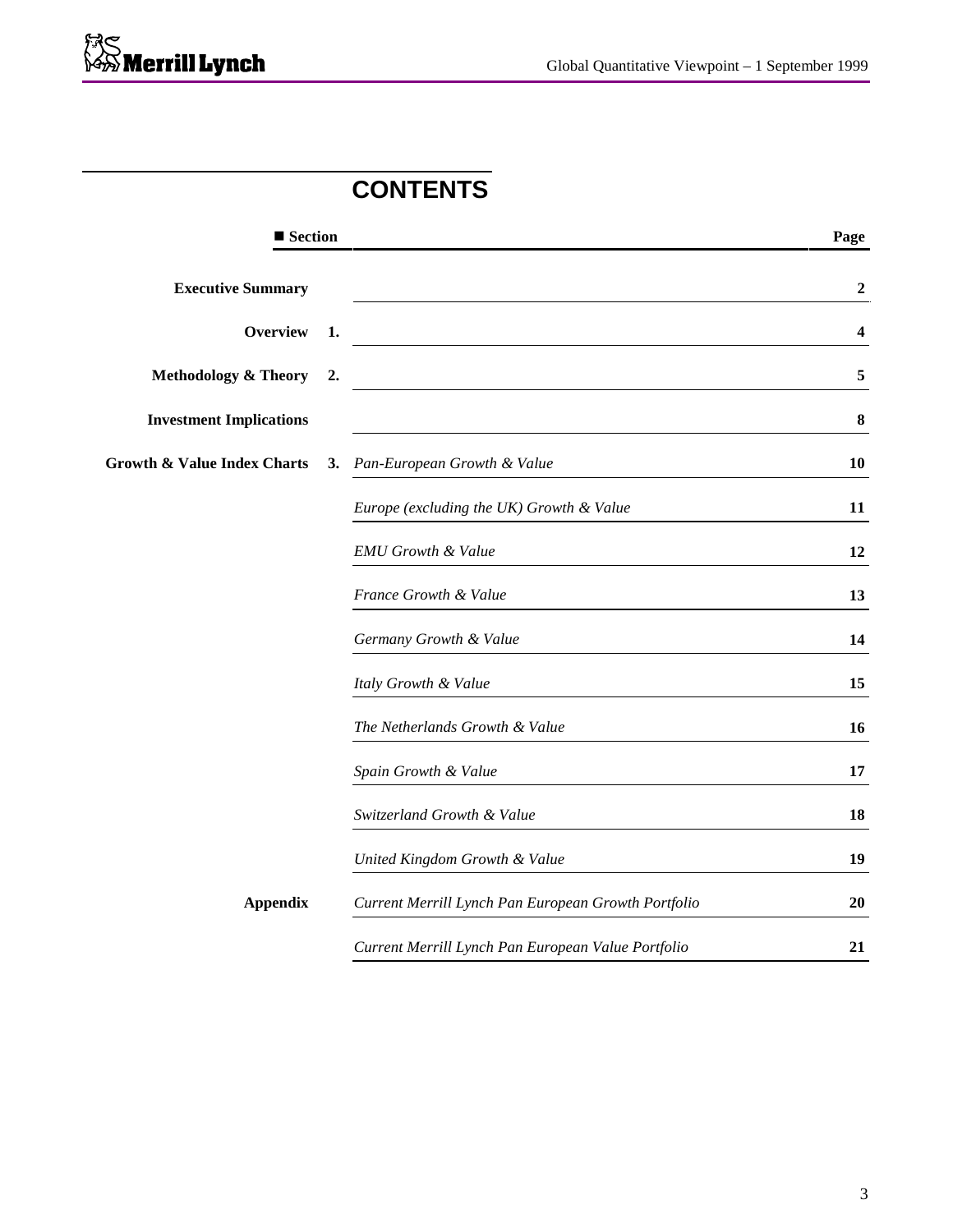# CONTENTS

| ■ Section | | | Page |
|---|---|---|---|
| **Executive Summary** | | | **2** |
| **Overview** | **1.** | | **4** |
| **Methodology & Theory** | **2.** | | **5** |
| **Investment Implications** | | | **8** |
| **Growth & Value Index Charts** | **3.** | *Pan-European Growth & Value* | **10** |
| | | *Europe (excluding the UK) Growth & Value* | **11** |
| | | *EMU Growth & Value* | **12** |
| | | *France Growth & Value* | **13** |
| | | *Germany Growth & Value* | **14** |
| | | *Italy Growth & Value* | **15** |
| | | *The Netherlands Growth & Value* | **16** |
| | | *Spain Growth & Value* | **17** |
| | | *Switzerland Growth & Value* | **18** |
| | | *United Kingdom Growth & Value* | **19** |
| **Appendix** | | *Current Merrill Lynch Pan European Growth Portfolio* | **20** |
| | | *Current Merrill Lynch Pan European Value Portfolio* | **21** |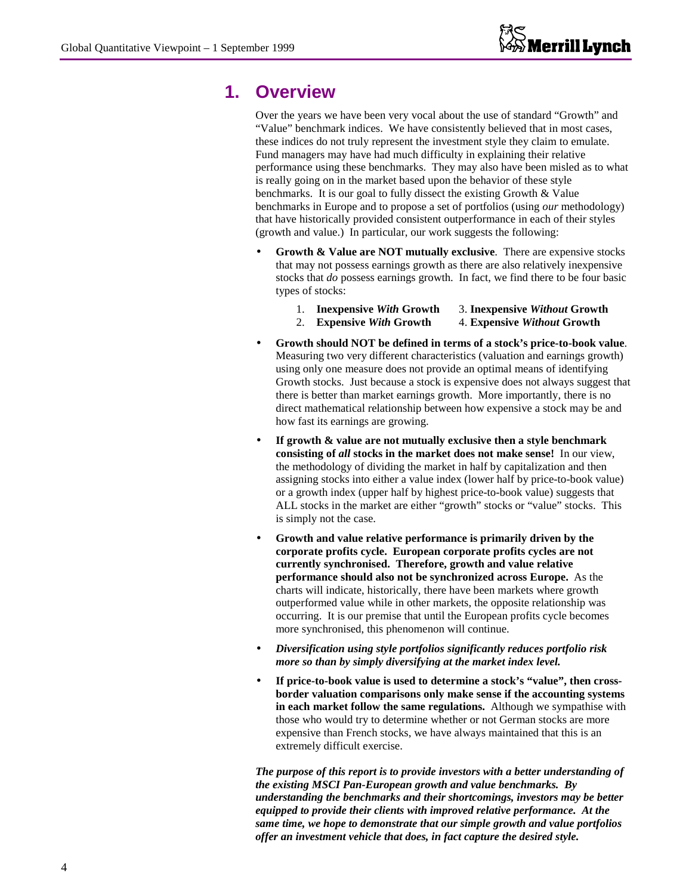# 1. Overview

Over the years we have been very vocal about the use of standard "Growth" and "Value" benchmark indices. We have consistently believed that in most cases, these indices do not truly represent the investment style they claim to emulate. Fund managers may have had much difficulty in explaining their relative performance using these benchmarks. They may also have been misled as to what is really going on in the market based upon the behavior of these style benchmarks. It is our goal to fully dissect the existing Growth & Value benchmarks in Europe and to propose a set of portfolios (using *our* methodology) that have historically provided consistent outperformance in each of their styles (growth and value.) In particular, our work suggests the following:

- **Growth & Value are NOT mutually exclusive**. There are expensive stocks that may not possess earnings growth as there are also relatively inexpensive stocks that *do* possess earnings growth. In fact, we find there to be four basic types of stocks:

  1. **Inexpensive *With* Growth**
  2. **Expensive *With* Growth**
  3. **Inexpensive *Without* Growth**
  4. **Expensive *Without* Growth**

- **Growth should NOT be defined in terms of a stock's price-to-book value**. Measuring two very different characteristics (valuation and earnings growth) using only one measure does not provide an optimal means of identifying Growth stocks. Just because a stock is expensive does not always suggest that there is better than market earnings growth. More importantly, there is no direct mathematical relationship between how expensive a stock may be and how fast its earnings are growing.

- **If growth & value are not mutually exclusive then a style benchmark consisting of *all* stocks in the market does not make sense!** In our view, the methodology of dividing the market in half by capitalization and then assigning stocks into either a value index (lower half by price-to-book value) or a growth index (upper half by highest price-to-book value) suggests that ALL stocks in the market are either "growth" stocks or "value" stocks. This is simply not the case.

- **Growth and value relative performance is primarily driven by the corporate profits cycle. European corporate profits cycles are not currently synchronised. Therefore, growth and value relative performance should also not be synchronized across Europe.** As the charts will indicate, historically, there have been markets where growth outperformed value while in other markets, the opposite relationship was occurring. It is our premise that until the European profits cycle becomes more synchronised, this phenomenon will continue.

- ***Diversification using style portfolios significantly reduces portfolio risk more so than by simply diversifying at the market index level.***

- **If price-to-book value is used to determine a stock's "value", then cross-border valuation comparisons only make sense if the accounting systems in each market follow the same regulations.** Although we sympathise with those who would try to determine whether or not German stocks are more expensive than French stocks, we have always maintained that this is an extremely difficult exercise.

***The purpose of this report is to provide investors with a better understanding of the existing MSCI Pan-European growth and value benchmarks. By understanding the benchmarks and their shortcomings, investors may be better equipped to provide their clients with improved relative performance. At the same time, we hope to demonstrate that our simple growth and value portfolios offer an investment vehicle that does, in fact capture the desired style.***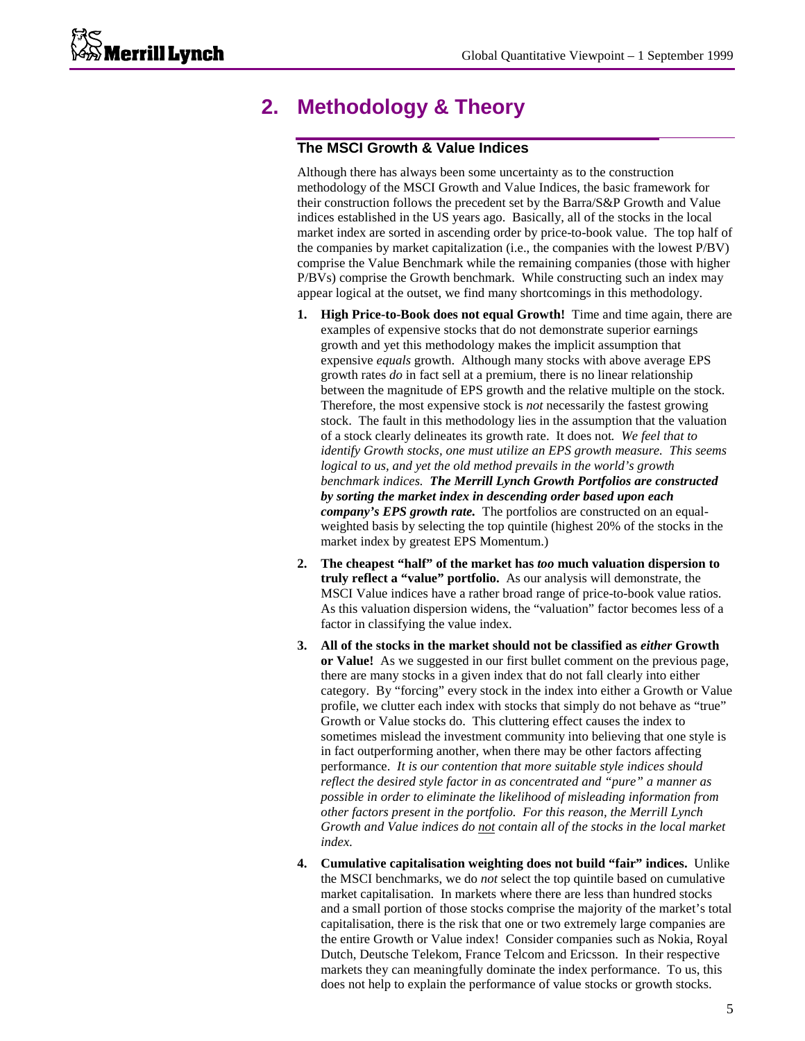## 2. Methodology & Theory

### The MSCI Growth & Value Indices

Although there has always been some uncertainty as to the construction methodology of the MSCI Growth and Value Indices, the basic framework for their construction follows the precedent set by the Barra/S&P Growth and Value indices established in the US years ago. Basically, all of the stocks in the local market index are sorted in ascending order by price-to-book value. The top half of the companies by market capitalization (i.e., the companies with the lowest P/BV) comprise the Value Benchmark while the remaining companies (those with higher P/BVs) comprise the Growth benchmark. While constructing such an index may appear logical at the outset, we find many shortcomings in this methodology.

1. **High Price-to-Book does not equal Growth!** Time and time again, there are examples of expensive stocks that do not demonstrate superior earnings growth and yet this methodology makes the implicit assumption that expensive *equals* growth. Although many stocks with above average EPS growth rates *do* in fact sell at a premium, there is no linear relationship between the magnitude of EPS growth and the relative multiple on the stock. Therefore, the most expensive stock is *not* necessarily the fastest growing stock. The fault in this methodology lies in the assumption that the valuation of a stock clearly delineates its growth rate. It does not. *We feel that to identify Growth stocks, one must utilize an EPS growth measure. This seems logical to us, and yet the old method prevails in the world's growth benchmark indices.* ***The Merrill Lynch Growth Portfolios are constructed by sorting the market index in descending order based upon each company's EPS growth rate.*** The portfolios are constructed on an equal-weighted basis by selecting the top quintile (highest 20% of the stocks in the market index by greatest EPS Momentum.)

2. **The cheapest "half" of the market has *too* much valuation dispersion to truly reflect a "value" portfolio.** As our analysis will demonstrate, the MSCI Value indices have a rather broad range of price-to-book value ratios. As this valuation dispersion widens, the "valuation" factor becomes less of a factor in classifying the value index.

3. **All of the stocks in the market should not be classified as *either* Growth or Value!** As we suggested in our first bullet comment on the previous page, there are many stocks in a given index that do not fall clearly into either category. By "forcing" every stock in the index into either a Growth or Value profile, we clutter each index with stocks that simply do not behave as "true" Growth or Value stocks do. This cluttering effect causes the index to sometimes mislead the investment community into believing that one style is in fact outperforming another, when there may be other factors affecting performance. *It is our contention that more suitable style indices should reflect the desired style factor in as concentrated and "pure" a manner as possible in order to eliminate the likelihood of misleading information from other factors present in the portfolio. For this reason, the Merrill Lynch Growth and Value indices do <u>not</u> contain all of the stocks in the local market index.*

4. **Cumulative capitalisation weighting does not build "fair" indices.** Unlike the MSCI benchmarks, we do *not* select the top quintile based on cumulative market capitalisation. In markets where there are less than hundred stocks and a small portion of those stocks comprise the majority of the market's total capitalisation, there is the risk that one or two extremely large companies are the entire Growth or Value index! Consider companies such as Nokia, Royal Dutch, Deutsche Telekom, France Telcom and Ericsson. In their respective markets they can meaningfully dominate the index performance. To us, this does not help to explain the performance of value stocks or growth stocks.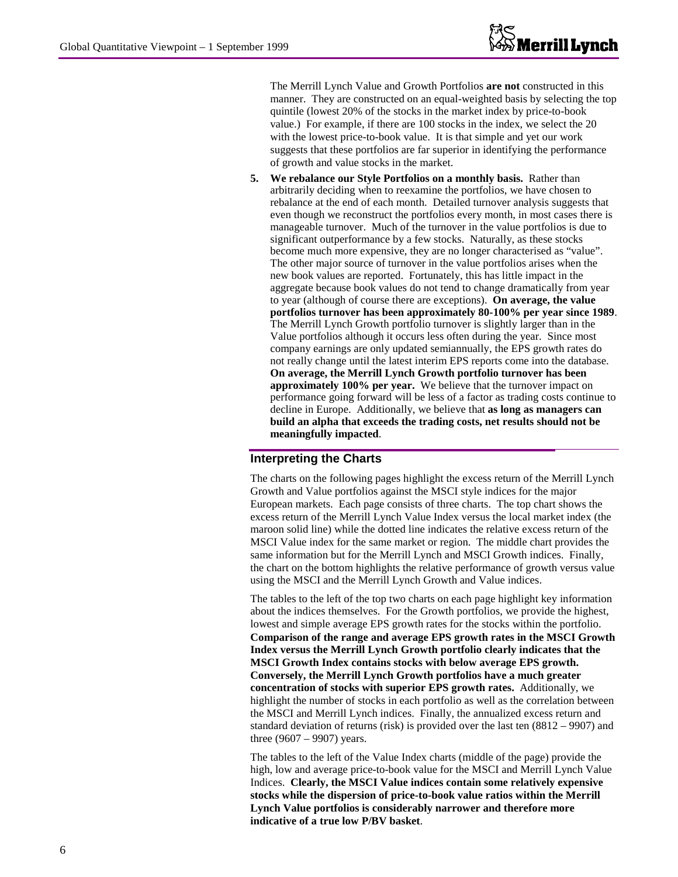The Merrill Lynch Value and Growth Portfolios **are not** constructed in this manner. They are constructed on an equal-weighted basis by selecting the top quintile (lowest 20% of the stocks in the market index by price-to-book value.) For example, if there are 100 stocks in the index, we select the 20 with the lowest price-to-book value. It is that simple and yet our work suggests that these portfolios are far superior in identifying the performance of growth and value stocks in the market.

5. **We rebalance our Style Portfolios on a monthly basis.** Rather than arbitrarily deciding when to reexamine the portfolios, we have chosen to rebalance at the end of each month. Detailed turnover analysis suggests that even though we reconstruct the portfolios every month, in most cases there is manageable turnover. Much of the turnover in the value portfolios is due to significant outperformance by a few stocks. Naturally, as these stocks become much more expensive, they are no longer characterised as "value". The other major source of turnover in the value portfolios arises when the new book values are reported. Fortunately, this has little impact in the aggregate because book values do not tend to change dramatically from year to year (although of course there are exceptions). **On average, the value portfolios turnover has been approximately 80-100% per year since 1989**. The Merrill Lynch Growth portfolio turnover is slightly larger than in the Value portfolios although it occurs less often during the year. Since most company earnings are only updated semiannually, the EPS growth rates do not really change until the latest interim EPS reports come into the database. **On average, the Merrill Lynch Growth portfolio turnover has been approximately 100% per year.** We believe that the turnover impact on performance going forward will be less of a factor as trading costs continue to decline in Europe. Additionally, we believe that **as long as managers can build an alpha that exceeds the trading costs, net results should not be meaningfully impacted**.

## Interpreting the Charts

The charts on the following pages highlight the excess return of the Merrill Lynch Growth and Value portfolios against the MSCI style indices for the major European markets. Each page consists of three charts. The top chart shows the excess return of the Merrill Lynch Value Index versus the local market index (the maroon solid line) while the dotted line indicates the relative excess return of the MSCI Value index for the same market or region. The middle chart provides the same information but for the Merrill Lynch and MSCI Growth indices. Finally, the chart on the bottom highlights the relative performance of growth versus value using the MSCI and the Merrill Lynch Growth and Value indices.

The tables to the left of the top two charts on each page highlight key information about the indices themselves. For the Growth portfolios, we provide the highest, lowest and simple average EPS growth rates for the stocks within the portfolio. **Comparison of the range and average EPS growth rates in the MSCI Growth Index versus the Merrill Lynch Growth portfolio clearly indicates that the MSCI Growth Index contains stocks with below average EPS growth. Conversely, the Merrill Lynch Growth portfolios have a much greater concentration of stocks with superior EPS growth rates.** Additionally, we highlight the number of stocks in each portfolio as well as the correlation between the MSCI and Merrill Lynch indices. Finally, the annualized excess return and standard deviation of returns (risk) is provided over the last ten (8812 – 9907) and three (9607 – 9907) years.

The tables to the left of the Value Index charts (middle of the page) provide the high, low and average price-to-book value for the MSCI and Merrill Lynch Value Indices. **Clearly, the MSCI Value indices contain some relatively expensive stocks while the dispersion of price-to-book value ratios within the Merrill Lynch Value portfolios is considerably narrower and therefore more indicative of a true low P/BV basket**.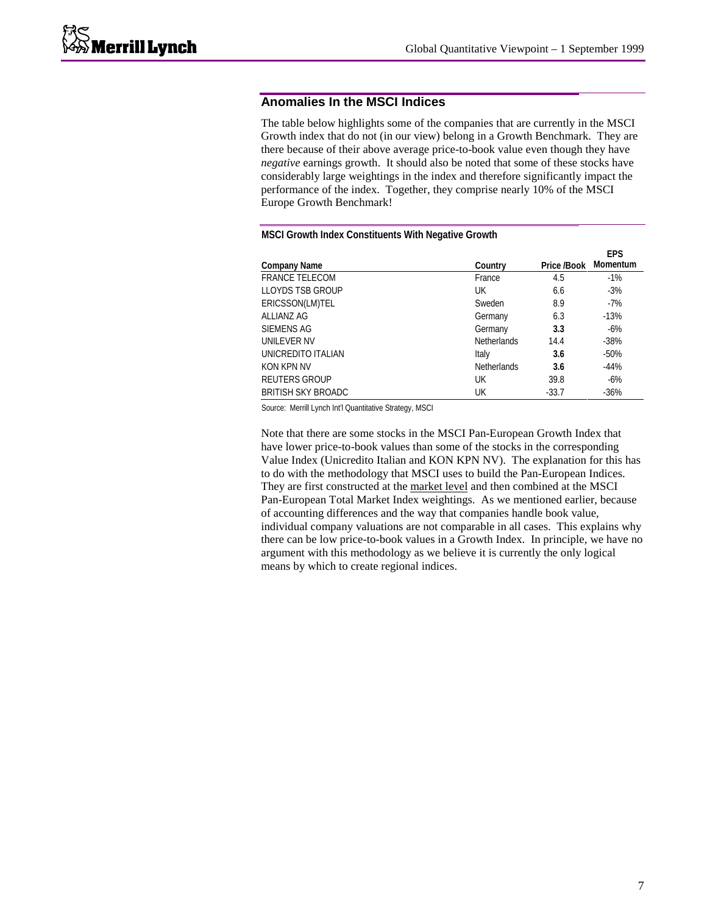## Anomalies In the MSCI Indices

The table below highlights some of the companies that are currently in the MSCI Growth index that do not (in our view) belong in a Growth Benchmark. They are there because of their above average price-to-book value even though they have *negative* earnings growth. It should also be noted that some of these stocks have considerably large weightings in the index and therefore significantly impact the performance of the index. Together, they comprise nearly 10% of the MSCI Europe Growth Benchmark!

**MSCI Growth Index Constituents With Negative Growth**

| Company Name | Country | Price /Book | EPS Momentum |
|---|---|---|---|
| FRANCE TELECOM | France | 4.5 | -1% |
| LLOYDS TSB GROUP | UK | 6.6 | -3% |
| ERICSSON(LM)TEL | Sweden | 8.9 | -7% |
| ALLIANZ AG | Germany | 6.3 | -13% |
| SIEMENS AG | Germany | **3.3** | -6% |
| UNILEVER NV | Netherlands | 14.4 | -38% |
| UNICREDITO ITALIAN | Italy | **3.6** | -50% |
| KON KPN NV | Netherlands | **3.6** | -44% |
| REUTERS GROUP | UK | 39.8 | -6% |
| BRITISH SKY BROADC | UK | -33.7 | -36% |

Source: Merrill Lynch Int'l Quantitative Strategy, MSCI

Note that there are some stocks in the MSCI Pan-European Growth Index that have lower price-to-book values than some of the stocks in the corresponding Value Index (Unicredito Italian and KON KPN NV). The explanation for this has to do with the methodology that MSCI uses to build the Pan-European Indices. They are first constructed at the market level and then combined at the MSCI Pan-European Total Market Index weightings. As we mentioned earlier, because of accounting differences and the way that companies handle book value, individual company valuations are not comparable in all cases. This explains why there can be low price-to-book values in a Growth Index. In principle, we have no argument with this methodology as we believe it is currently the only logical means by which to create regional indices.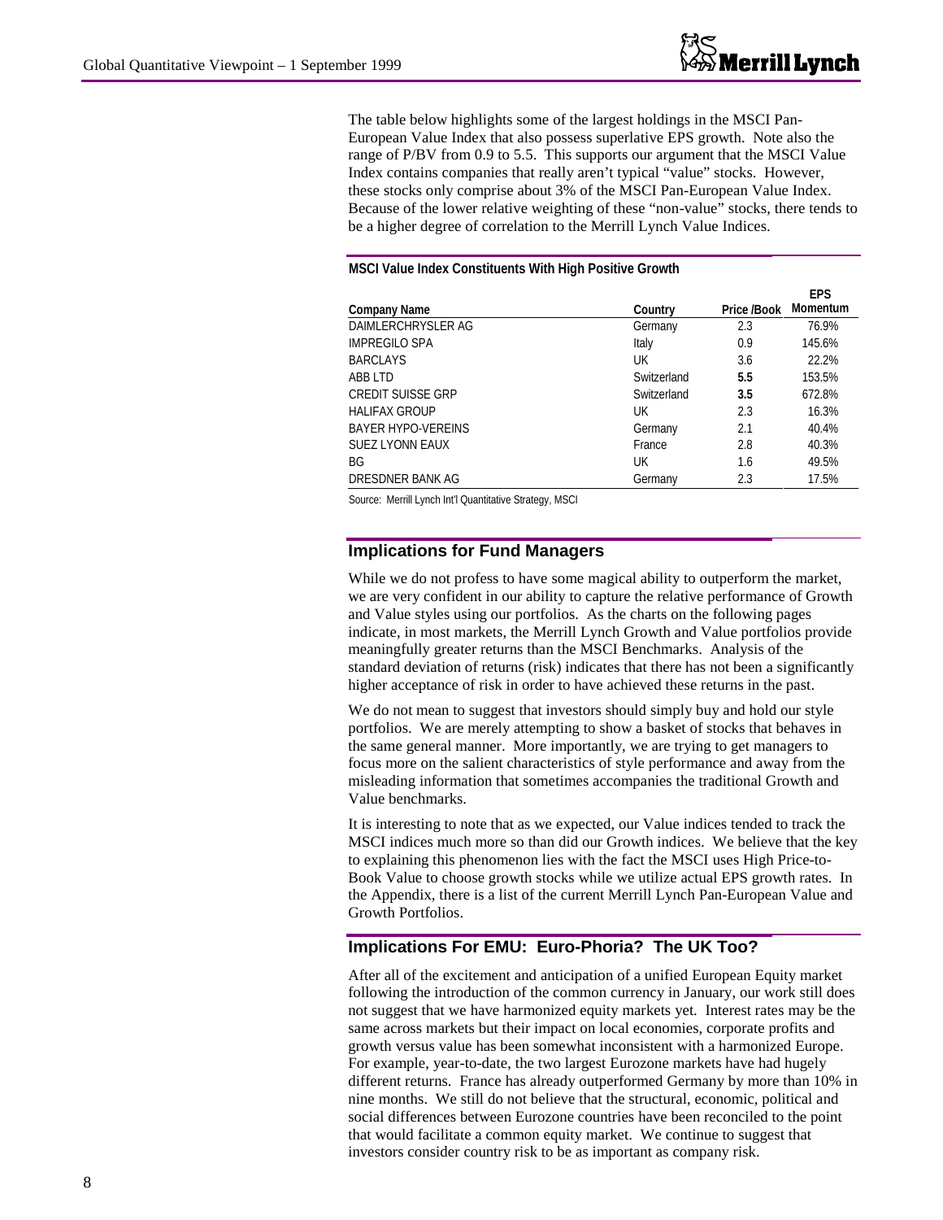The table below highlights some of the largest holdings in the MSCI Pan-European Value Index that also possess superlative EPS growth. Note also the range of P/BV from 0.9 to 5.5. This supports our argument that the MSCI Value Index contains companies that really aren't typical "value" stocks. However, these stocks only comprise about 3% of the MSCI Pan-European Value Index. Because of the lower relative weighting of these "non-value" stocks, there tends to be a higher degree of correlation to the Merrill Lynch Value Indices.

**MSCI Value Index Constituents With High Positive Growth**

| Company Name | Country | Price /Book | EPS Momentum |
|---|---|---|---|
| DAIMLERCHRYSLER AG | Germany | 2.3 | 76.9% |
| IMPREGILO SPA | Italy | 0.9 | 145.6% |
| BARCLAYS | UK | 3.6 | 22.2% |
| ABB LTD | Switzerland | **5.5** | 153.5% |
| CREDIT SUISSE GRP | Switzerland | **3.5** | 672.8% |
| HALIFAX GROUP | UK | 2.3 | 16.3% |
| BAYER HYPO-VEREINS | Germany | 2.1 | 40.4% |
| SUEZ LYONN EAUX | France | 2.8 | 40.3% |
| BG | UK | 1.6 | 49.5% |
| DRESDNER BANK AG | Germany | 2.3 | 17.5% |

Source: Merrill Lynch Int'l Quantitative Strategy, MSCI

## Implications for Fund Managers

While we do not profess to have some magical ability to outperform the market, we are very confident in our ability to capture the relative performance of Growth and Value styles using our portfolios. As the charts on the following pages indicate, in most markets, the Merrill Lynch Growth and Value portfolios provide meaningfully greater returns than the MSCI Benchmarks. Analysis of the standard deviation of returns (risk) indicates that there has not been a significantly higher acceptance of risk in order to have achieved these returns in the past.

We do not mean to suggest that investors should simply buy and hold our style portfolios. We are merely attempting to show a basket of stocks that behaves in the same general manner. More importantly, we are trying to get managers to focus more on the salient characteristics of style performance and away from the misleading information that sometimes accompanies the traditional Growth and Value benchmarks.

It is interesting to note that as we expected, our Value indices tended to track the MSCI indices much more so than did our Growth indices. We believe that the key to explaining this phenomenon lies with the fact the MSCI uses High Price-to-Book Value to choose growth stocks while we utilize actual EPS growth rates. In the Appendix, there is a list of the current Merrill Lynch Pan-European Value and Growth Portfolios.

## Implications For EMU: Euro-Phoria? The UK Too?

After all of the excitement and anticipation of a unified European Equity market following the introduction of the common currency in January, our work still does not suggest that we have harmonized equity markets yet. Interest rates may be the same across markets but their impact on local economies, corporate profits and growth versus value has been somewhat inconsistent with a harmonized Europe. For example, year-to-date, the two largest Eurozone markets have had hugely different returns. France has already outperformed Germany by more than 10% in nine months. We still do not believe that the structural, economic, political and social differences between Eurozone countries have been reconciled to the point that would facilitate a common equity market. We continue to suggest that investors consider country risk to be as important as company risk.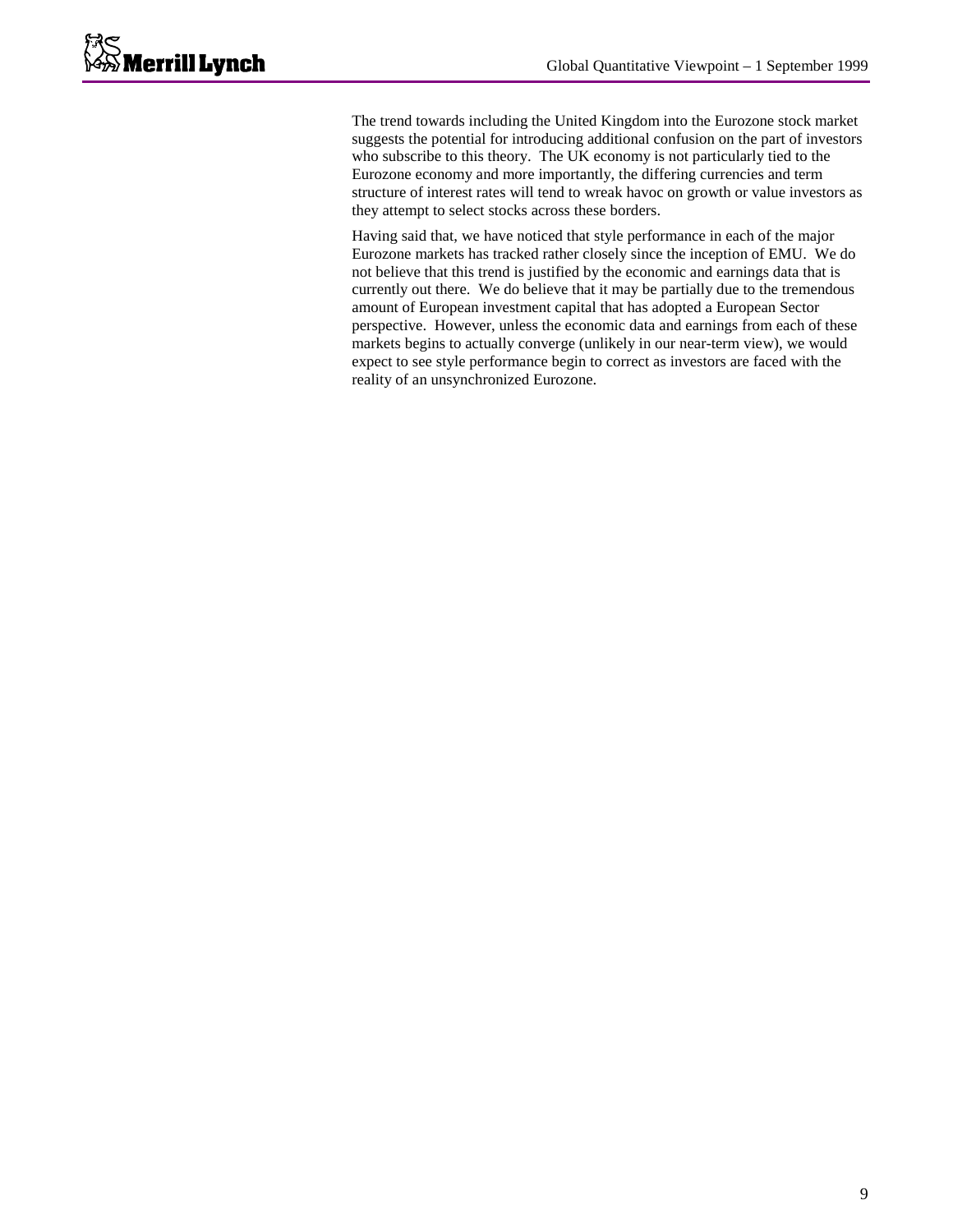The trend towards including the United Kingdom into the Eurozone stock market suggests the potential for introducing additional confusion on the part of investors who subscribe to this theory. The UK economy is not particularly tied to the Eurozone economy and more importantly, the differing currencies and term structure of interest rates will tend to wreak havoc on growth or value investors as they attempt to select stocks across these borders.

Having said that, we have noticed that style performance in each of the major Eurozone markets has tracked rather closely since the inception of EMU. We do not believe that this trend is justified by the economic and earnings data that is currently out there. We do believe that it may be partially due to the tremendous amount of European investment capital that has adopted a European Sector perspective. However, unless the economic data and earnings from each of these markets begins to actually converge (unlikely in our near-term view), we would expect to see style performance begin to correct as investors are faced with the reality of an unsynchronized Eurozone.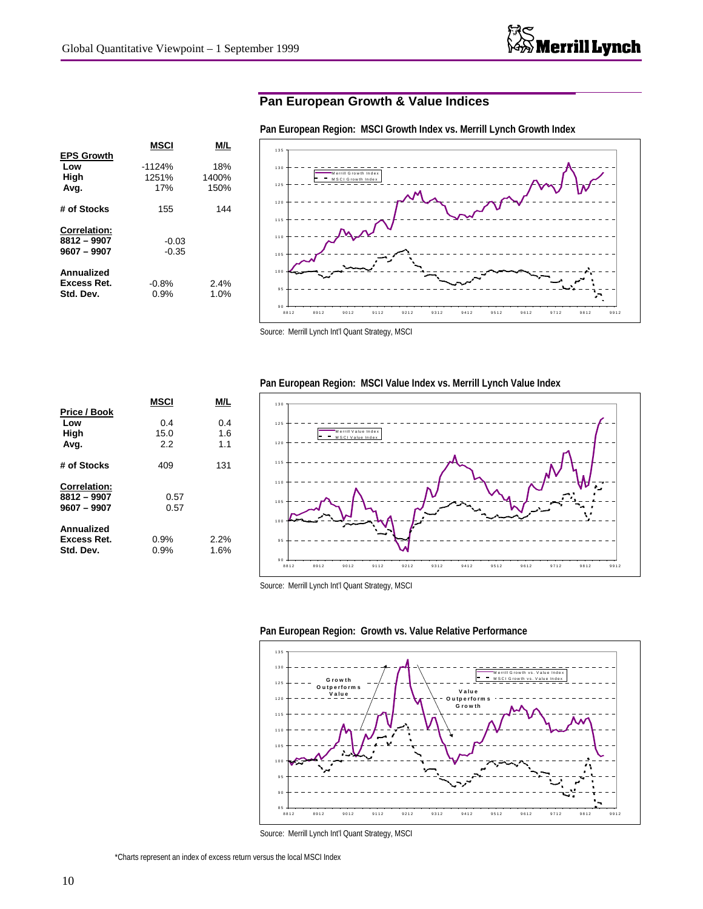## Pan European Growth & Value Indices

| | MSCI | M/L |
|---|---|---|
| **EPS Growth** | | |
| Low | -1124% | 18% |
| High | 1251% | 1400% |
| Avg. | 17% | 150% |
| **# of Stocks** | 155 | 144 |
| **Correlation:** | | |
| 8812 – 9907 | -0.03 | |
| 9607 – 9907 | -0.35 | |
| **Annualized** | | |
| Excess Ret. | -0.8% | 2.4% |
| Std. Dev. | 0.9% | 1.0% |

**Pan European Region: MSCI Growth Index vs. Merrill Lynch Growth Index**

Source: Merrill Lynch Int'l Quant Strategy, MSCI

| | MSCI | M/L |
|---|---|---|
| **Price / Book** | | |
| Low | 0.4 | 0.4 |
| High | 15.0 | 1.6 |
| Avg. | 2.2 | 1.1 |
| **# of Stocks** | 409 | 131 |
| **Correlation:** | | |
| 8812 – 9907 | 0.57 | |
| 9607 – 9907 | 0.57 | |
| **Annualized** | | |
| Excess Ret. | 0.9% | 2.2% |
| Std. Dev. | 0.9% | 1.6% |

**Pan European Region: MSCI Value Index vs. Merrill Lynch Value Index**

Source: Merrill Lynch Int'l Quant Strategy, MSCI

**Pan European Region: Growth vs. Value Relative Performance**

Source: Merrill Lynch Int'l Quant Strategy, MSCI

*Charts represent an index of excess return versus the local MSCI Index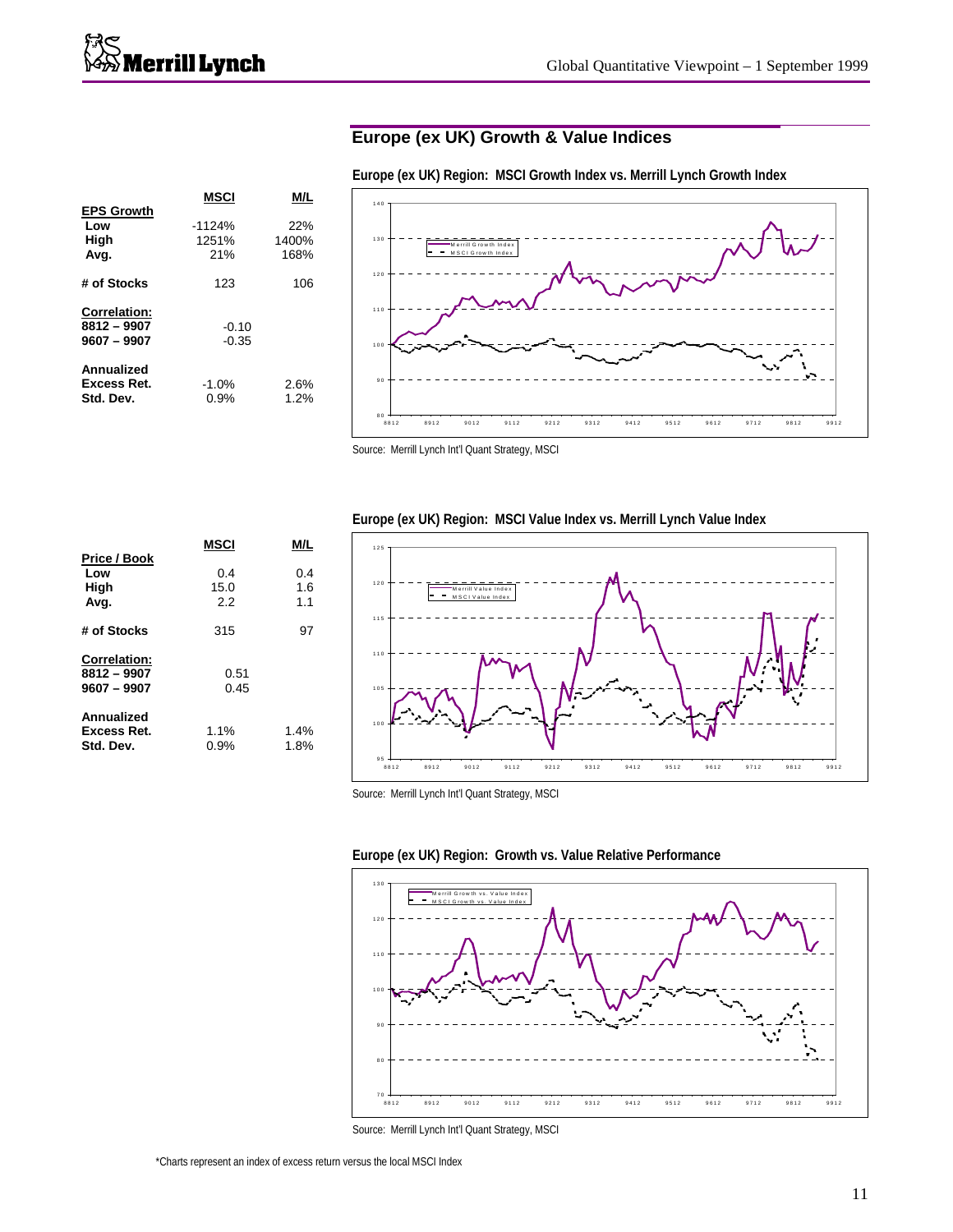## Europe (ex UK) Growth & Value Indices

|  | MSCI | M/L |
|---|---|---|
| **EPS Growth** |  |  |
| Low | -1124% | 22% |
| High | 1251% | 1400% |
| Avg. | 21% | 168% |
| **# of Stocks** | 123 | 106 |
| **Correlation:** |  |  |
| **8812 – 9907** | -0.10 |  |
| **9607 – 9907** | -0.35 |  |
| **Annualized** |  |  |
| **Excess Ret.** | -1.0% | 2.6% |
| **Std. Dev.** | 0.9% | 1.2% |

**Europe (ex UK) Region: MSCI Growth Index vs. Merrill Lynch Growth Index**

Source: Merrill Lynch Int'l Quant Strategy, MSCI

|  | MSCI | M/L |
|---|---|---|
| **Price / Book** |  |  |
| Low | 0.4 | 0.4 |
| High | 15.0 | 1.6 |
| Avg. | 2.2 | 1.1 |
| **# of Stocks** | 315 | 97 |
| **Correlation:** |  |  |
| **8812 – 9907** | 0.51 |  |
| **9607 – 9907** | 0.45 |  |
| **Annualized** |  |  |
| **Excess Ret.** | 1.1% | 1.4% |
| **Std. Dev.** | 0.9% | 1.8% |

**Europe (ex UK) Region: MSCI Value Index vs. Merrill Lynch Value Index**

Source: Merrill Lynch Int'l Quant Strategy, MSCI

**Europe (ex UK) Region: Growth vs. Value Relative Performance**

Source: Merrill Lynch Int'l Quant Strategy, MSCI

*Charts represent an index of excess return versus the local MSCI Index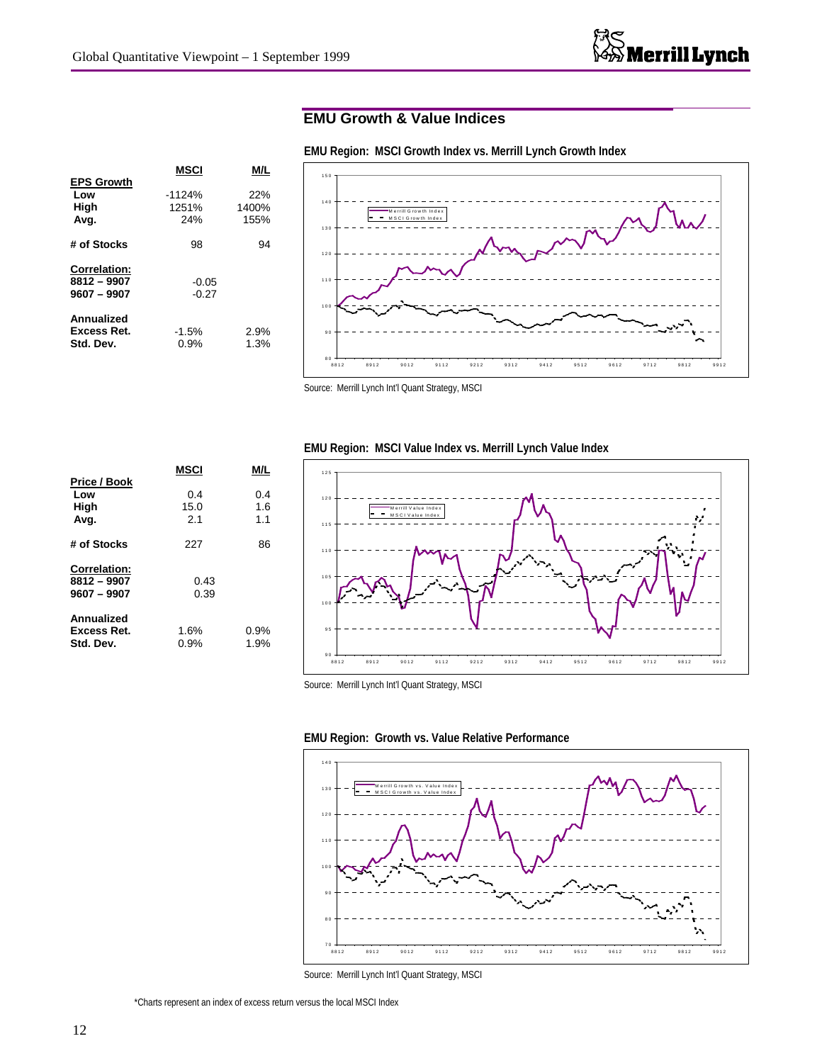## EMU Growth & Value Indices

|  | MSCI | M/L |
|---|---|---|
| **EPS Growth** | | |
| Low | -1124% | 22% |
| High | 1251% | 1400% |
| Avg. | 24% | 155% |
| **# of Stocks** | 98 | 94 |
| **Correlation:** | | |
| 8812 – 9907 | -0.05 | |
| 9607 – 9907 | -0.27 | |
| **Annualized Excess Ret.** | -1.5% | 2.9% |
| **Std. Dev.** | 0.9% | 1.3% |

**EMU Region: MSCI Growth Index vs. Merrill Lynch Growth Index**

Source: Merrill Lynch Int'l Quant Strategy, MSCI

|  | MSCI | M/L |
|---|---|---|
| **Price / Book** | | |
| Low | 0.4 | 0.4 |
| High | 15.0 | 1.6 |
| Avg. | 2.1 | 1.1 |
| **# of Stocks** | 227 | 86 |
| **Correlation:** | | |
| 8812 – 9907 | 0.43 | |
| 9607 – 9907 | 0.39 | |
| **Annualized Excess Ret.** | 1.6% | 0.9% |
| **Std. Dev.** | 0.9% | 1.9% |

**EMU Region: MSCI Value Index vs. Merrill Lynch Value Index**

Source: Merrill Lynch Int'l Quant Strategy, MSCI

**EMU Region: Growth vs. Value Relative Performance**

Source: Merrill Lynch Int'l Quant Strategy, MSCI

*Charts represent an index of excess return versus the local MSCI Index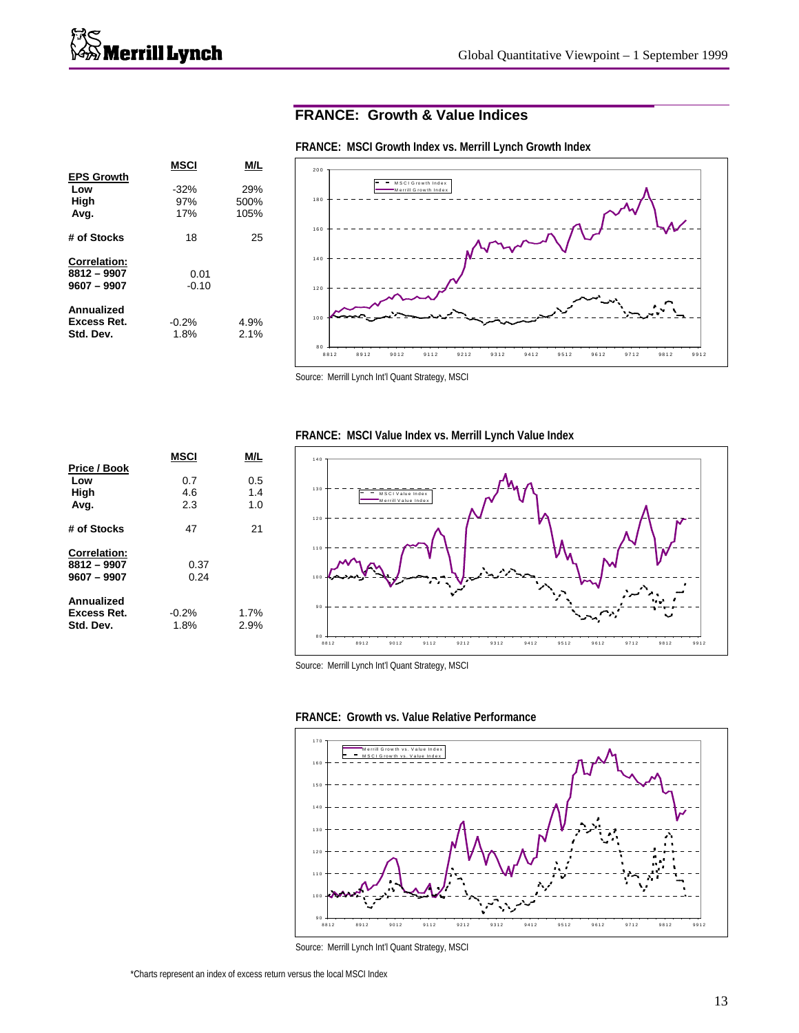## FRANCE: Growth & Value Indices

### FRANCE: MSCI Growth Index vs. Merrill Lynch Growth Index

| | MSCI | M/L |
|---|---|---|
| **EPS Growth** | | |
| Low | -32% | 29% |
| High | 97% | 500% |
| Avg. | 17% | 105% |
| **# of Stocks** | 18 | 25 |
| **Correlation:** | | |
| 8812 – 9907 | 0.01 | |
| 9607 – 9907 | -0.10 | |
| **Annualized Excess Ret.** | -0.2% | 4.9% |
| **Std. Dev.** | 1.8% | 2.1% |

Source: Merrill Lynch Int'l Quant Strategy, MSCI

### FRANCE: MSCI Value Index vs. Merrill Lynch Value Index

| | MSCI | M/L |
|---|---|---|
| **Price / Book** | | |
| Low | 0.7 | 0.5 |
| High | 4.6 | 1.4 |
| Avg. | 2.3 | 1.0 |
| **# of Stocks** | 47 | 21 |
| **Correlation:** | | |
| 8812 – 9907 | 0.37 | |
| 9607 – 9907 | 0.24 | |
| **Annualized Excess Ret.** | -0.2% | 1.7% |
| **Std. Dev.** | 1.8% | 2.9% |

Source: Merrill Lynch Int'l Quant Strategy, MSCI

### FRANCE: Growth vs. Value Relative Performance

Source: Merrill Lynch Int'l Quant Strategy, MSCI

*Charts represent an index of excess return versus the local MSCI Index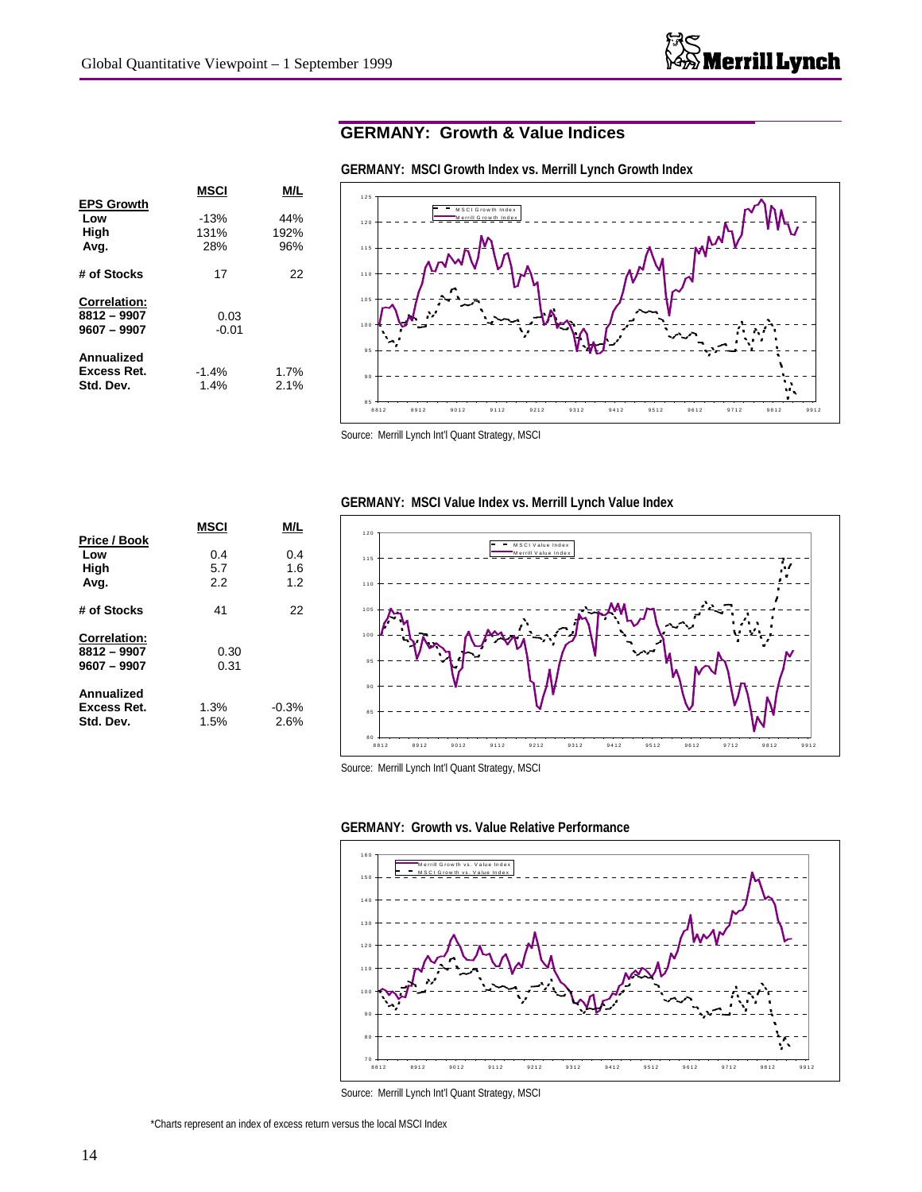## GERMANY: Growth & Value Indices

|  | MSCI | M/L |
|---|---|---|
| **EPS Growth** |  |  |
| Low | -13% | 44% |
| High | 131% | 192% |
| Avg. | 28% | 96% |
| **# of Stocks** | 17 | 22 |
| **Correlation:** |  |  |
| 8812 – 9907 | 0.03 |  |
| 9607 – 9907 | -0.01 |  |
| **Annualized Excess Ret.** | -1.4% | 1.7% |
| **Std. Dev.** | 1.4% | 2.1% |

**GERMANY: MSCI Growth Index vs. Merrill Lynch Growth Index**

Source: Merrill Lynch Int'l Quant Strategy, MSCI

|  | MSCI | M/L |
|---|---|---|
| **Price / Book** |  |  |
| Low | 0.4 | 0.4 |
| High | 5.7 | 1.6 |
| Avg. | 2.2 | 1.2 |
| **# of Stocks** | 41 | 22 |
| **Correlation:** |  |  |
| 8812 – 9907 | 0.30 |  |
| 9607 – 9907 | 0.31 |  |
| **Annualized Excess Ret.** | 1.3% | -0.3% |
| **Std. Dev.** | 1.5% | 2.6% |

**GERMANY: MSCI Value Index vs. Merrill Lynch Value Index**

Source: Merrill Lynch Int'l Quant Strategy, MSCI

**GERMANY: Growth vs. Value Relative Performance**

Source: Merrill Lynch Int'l Quant Strategy, MSCI

*Charts represent an index of excess return versus the local MSCI Index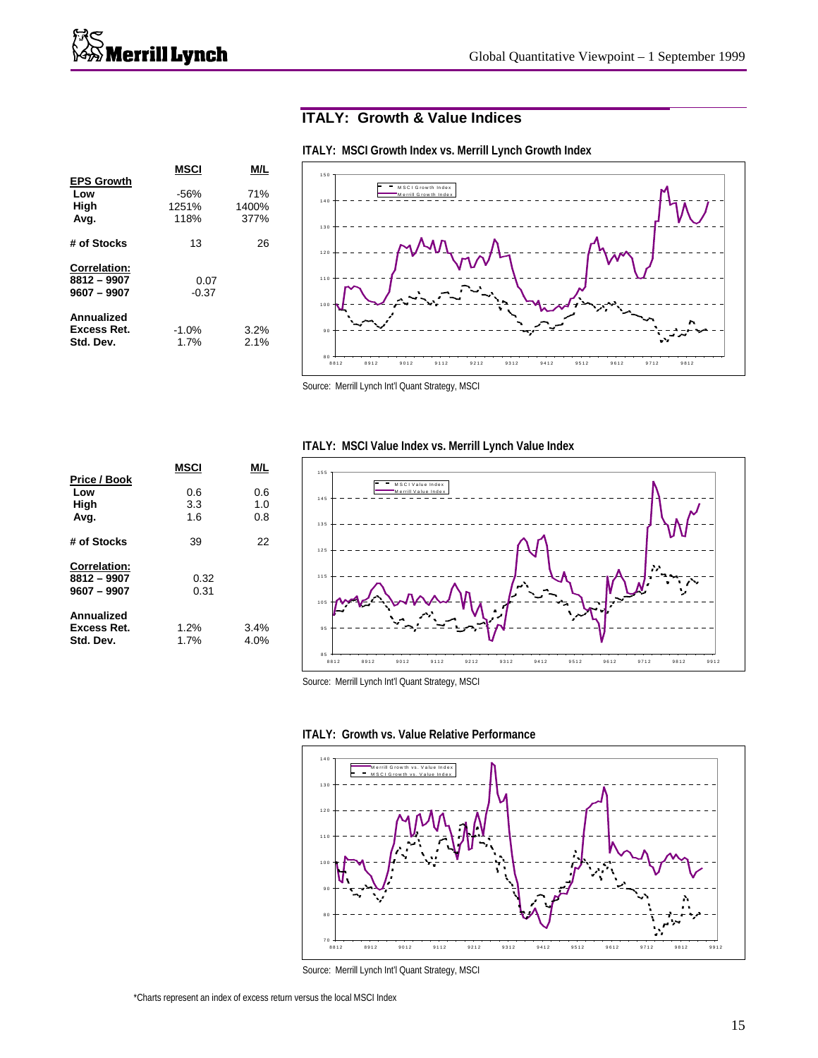## ITALY: Growth & Value Indices

|  | MSCI | M/L |
|---|---|---|
| **EPS Growth** |  |  |
| Low | -56% | 71% |
| High | 1251% | 1400% |
| Avg. | 118% | 377% |
| **# of Stocks** | 13 | 26 |
| **Correlation:** |  |  |
| 8812 – 9907 | 0.07 |  |
| 9607 – 9907 | -0.37 |  |
| **Annualized** |  |  |
| Excess Ret. | -1.0% | 3.2% |
| Std. Dev. | 1.7% | 2.1% |

**ITALY: MSCI Growth Index vs. Merrill Lynch Growth Index**

Source: Merrill Lynch Int'l Quant Strategy, MSCI

|  | MSCI | M/L |
|---|---|---|
| **Price / Book** |  |  |
| Low | 0.6 | 0.6 |
| High | 3.3 | 1.0 |
| Avg. | 1.6 | 0.8 |
| **# of Stocks** | 39 | 22 |
| **Correlation:** |  |  |
| 8812 – 9907 | 0.32 |  |
| 9607 – 9907 | 0.31 |  |
| **Annualized** |  |  |
| Excess Ret. | 1.2% | 3.4% |
| Std. Dev. | 1.7% | 4.0% |

**ITALY: MSCI Value Index vs. Merrill Lynch Value Index**

Source: Merrill Lynch Int'l Quant Strategy, MSCI

**ITALY: Growth vs. Value Relative Performance**

Source: Merrill Lynch Int'l Quant Strategy, MSCI

*Charts represent an index of excess return versus the local MSCI Index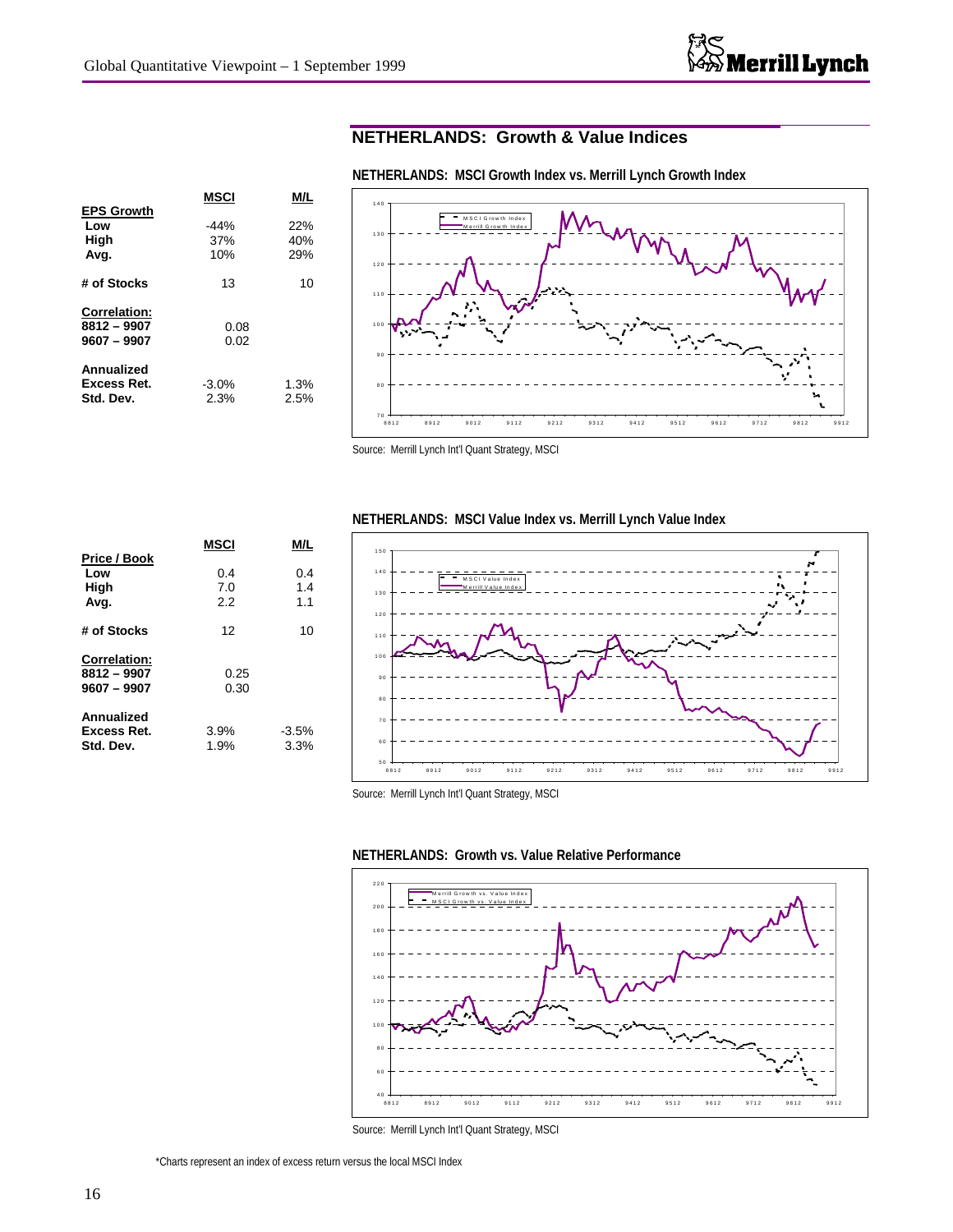## NETHERLANDS: Growth & Value Indices

**NETHERLANDS: MSCI Growth Index vs. Merrill Lynch Growth Index**

| | MSCI | M/L |
|---|---|---|
| **EPS Growth** | | |
| Low | -44% | 22% |
| High | 37% | 40% |
| Avg. | 10% | 29% |
| **# of Stocks** | 13 | 10 |
| **Correlation:** | | |
| **8812 – 9907** | 0.08 | |
| **9607 – 9907** | 0.02 | |
| **Annualized** | | |
| **Excess Ret.** | -3.0% | 1.3% |
| **Std. Dev.** | 2.3% | 2.5% |

Source: Merrill Lynch Int'l Quant Strategy, MSCI

**NETHERLANDS: MSCI Value Index vs. Merrill Lynch Value Index**

| | MSCI | M/L |
|---|---|---|
| **Price / Book** | | |
| Low | 0.4 | 0.4 |
| High | 7.0 | 1.4 |
| Avg. | 2.2 | 1.1 |
| **# of Stocks** | 12 | 10 |
| **Correlation:** | | |
| **8812 – 9907** | 0.25 | |
| **9607 – 9907** | 0.30 | |
| **Annualized** | | |
| **Excess Ret.** | 3.9% | -3.5% |
| **Std. Dev.** | 1.9% | 3.3% |

Source: Merrill Lynch Int'l Quant Strategy, MSCI

**NETHERLANDS: Growth vs. Value Relative Performance**

Source: Merrill Lynch Int'l Quant Strategy, MSCI

*Charts represent an index of excess return versus the local MSCI Index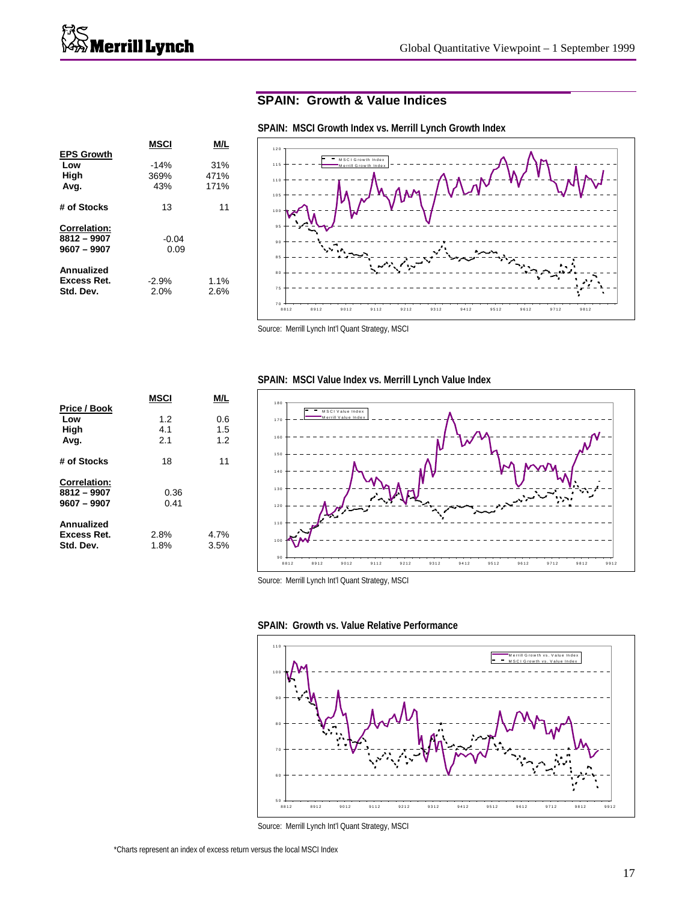## SPAIN: Growth & Value Indices

|  | MSCI | M/L |
|---|---|---|
| **EPS Growth** | | |
| Low | -14% | 31% |
| High | 369% | 471% |
| Avg. | 43% | 171% |
| **# of Stocks** | 13 | 11 |
| **Correlation:** | | |
| 8812 – 9907 | -0.04 | |
| 9607 – 9907 | 0.09 | |
| **Annualized** | | |
| Excess Ret. | -2.9% | 1.1% |
| Std. Dev. | 2.0% | 2.6% |

**SPAIN: MSCI Growth Index vs. Merrill Lynch Growth Index**

Source: Merrill Lynch Int'l Quant Strategy, MSCI

|  | MSCI | M/L |
|---|---|---|
| **Price / Book** | | |
| Low | 1.2 | 0.6 |
| High | 4.1 | 1.5 |
| Avg. | 2.1 | 1.2 |
| **# of Stocks** | 18 | 11 |
| **Correlation:** | | |
| 8812 – 9907 | 0.36 | |
| 9607 – 9907 | 0.41 | |
| **Annualized** | | |
| Excess Ret. | 2.8% | 4.7% |
| Std. Dev. | 1.8% | 3.5% |

**SPAIN: MSCI Value Index vs. Merrill Lynch Value Index**

Source: Merrill Lynch Int'l Quant Strategy, MSCI

**SPAIN: Growth vs. Value Relative Performance**

Source: Merrill Lynch Int'l Quant Strategy, MSCI

*Charts represent an index of excess return versus the local MSCI Index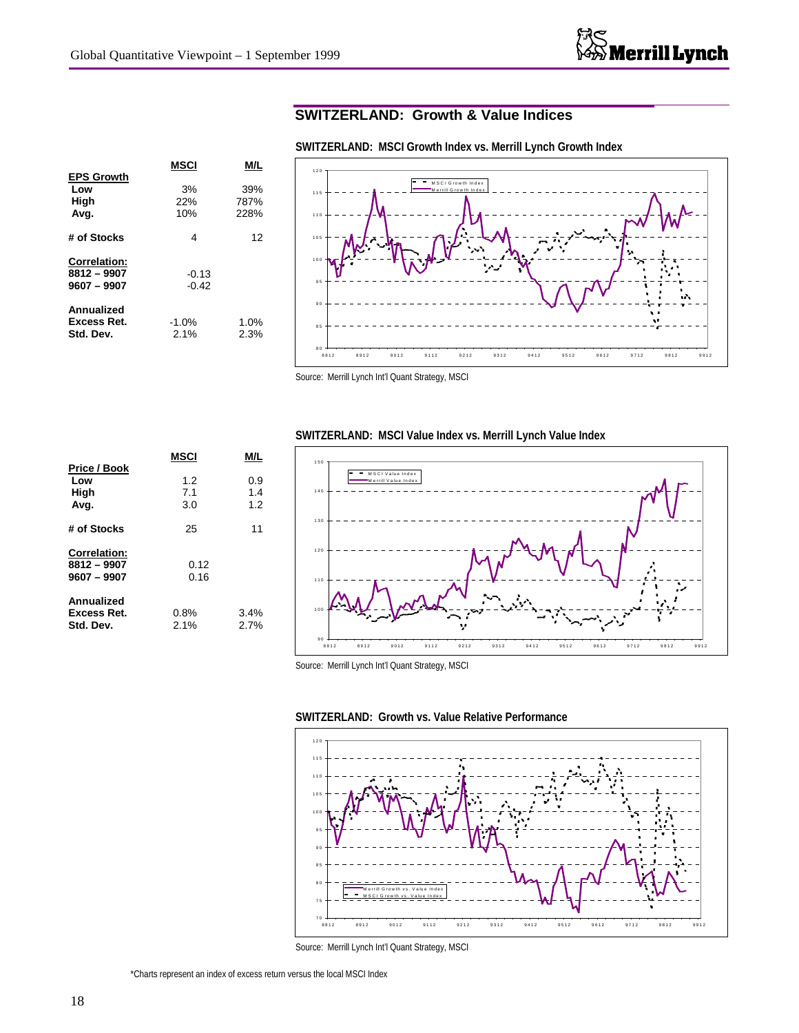## SWITZERLAND: Growth & Value Indices

**SWITZERLAND: MSCI Growth Index vs. Merrill Lynch Growth Index**

| | MSCI | M/L |
|---|---|---|
| **EPS Growth** | | |
| Low | 3% | 39% |
| High | 22% | 787% |
| Avg. | 10% | 228% |
| **# of Stocks** | 4 | 12 |
| **Correlation:** | | |
| 8812 – 9907 | -0.13 | |
| 9607 – 9907 | -0.42 | |
| **Annualized** | | |
| Excess Ret. | -1.0% | 1.0% |
| Std. Dev. | 2.1% | 2.3% |

Source: Merrill Lynch Int'l Quant Strategy, MSCI

**SWITZERLAND: MSCI Value Index vs. Merrill Lynch Value Index**

| | MSCI | M/L |
|---|---|---|
| **Price / Book** | | |
| Low | 1.2 | 0.9 |
| High | 7.1 | 1.4 |
| Avg. | 3.0 | 1.2 |
| **# of Stocks** | 25 | 11 |
| **Correlation:** | | |
| 8812 – 9907 | 0.12 | |
| 9607 – 9907 | 0.16 | |
| **Annualized** | | |
| Excess Ret. | 0.8% | 3.4% |
| Std. Dev. | 2.1% | 2.7% |

Source: Merrill Lynch Int'l Quant Strategy, MSCI

**SWITZERLAND: Growth vs. Value Relative Performance**

Source: Merrill Lynch Int'l Quant Strategy, MSCI

*Charts represent an index of excess return versus the local MSCI Index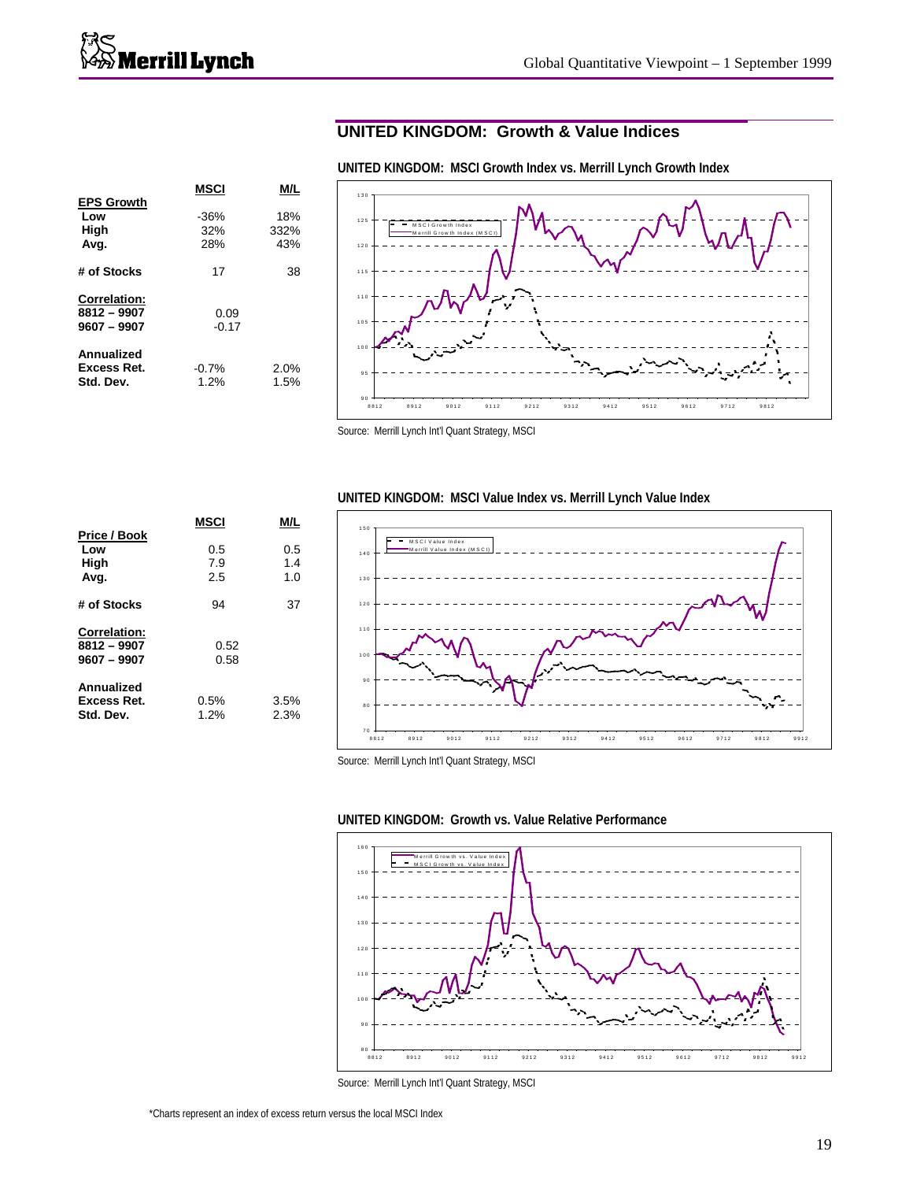## UNITED KINGDOM: Growth & Value Indices

|  | MSCI | M/L |
|---|---|---|
| **EPS Growth** |  |  |
| Low | -36% | 18% |
| High | 32% | 332% |
| Avg. | 28% | 43% |
| **# of Stocks** | 17 | 38 |
| **Correlation:** |  |  |
| 8812 – 9907 | 0.09 |  |
| 9607 – 9907 | -0.17 |  |
| **Annualized** |  |  |
| **Excess Ret.** | -0.7% | 2.0% |
| **Std. Dev.** | 1.2% | 1.5% |

**UNITED KINGDOM: MSCI Growth Index vs. Merrill Lynch Growth Index**

Source: Merrill Lynch Int'l Quant Strategy, MSCI

|  | MSCI | M/L |
|---|---|---|
| **Price / Book** |  |  |
| Low | 0.5 | 0.5 |
| High | 7.9 | 1.4 |
| Avg. | 2.5 | 1.0 |
| **# of Stocks** | 94 | 37 |
| **Correlation:** |  |  |
| 8812 – 9907 | 0.52 |  |
| 9607 – 9907 | 0.58 |  |
| **Annualized** |  |  |
| **Excess Ret.** | 0.5% | 3.5% |
| **Std. Dev.** | 1.2% | 2.3% |

**UNITED KINGDOM: MSCI Value Index vs. Merrill Lynch Value Index**

Source: Merrill Lynch Int'l Quant Strategy, MSCI

**UNITED KINGDOM: Growth vs. Value Relative Performance**

Source: Merrill Lynch Int'l Quant Strategy, MSCI

*Charts represent an index of excess return versus the local MSCI Index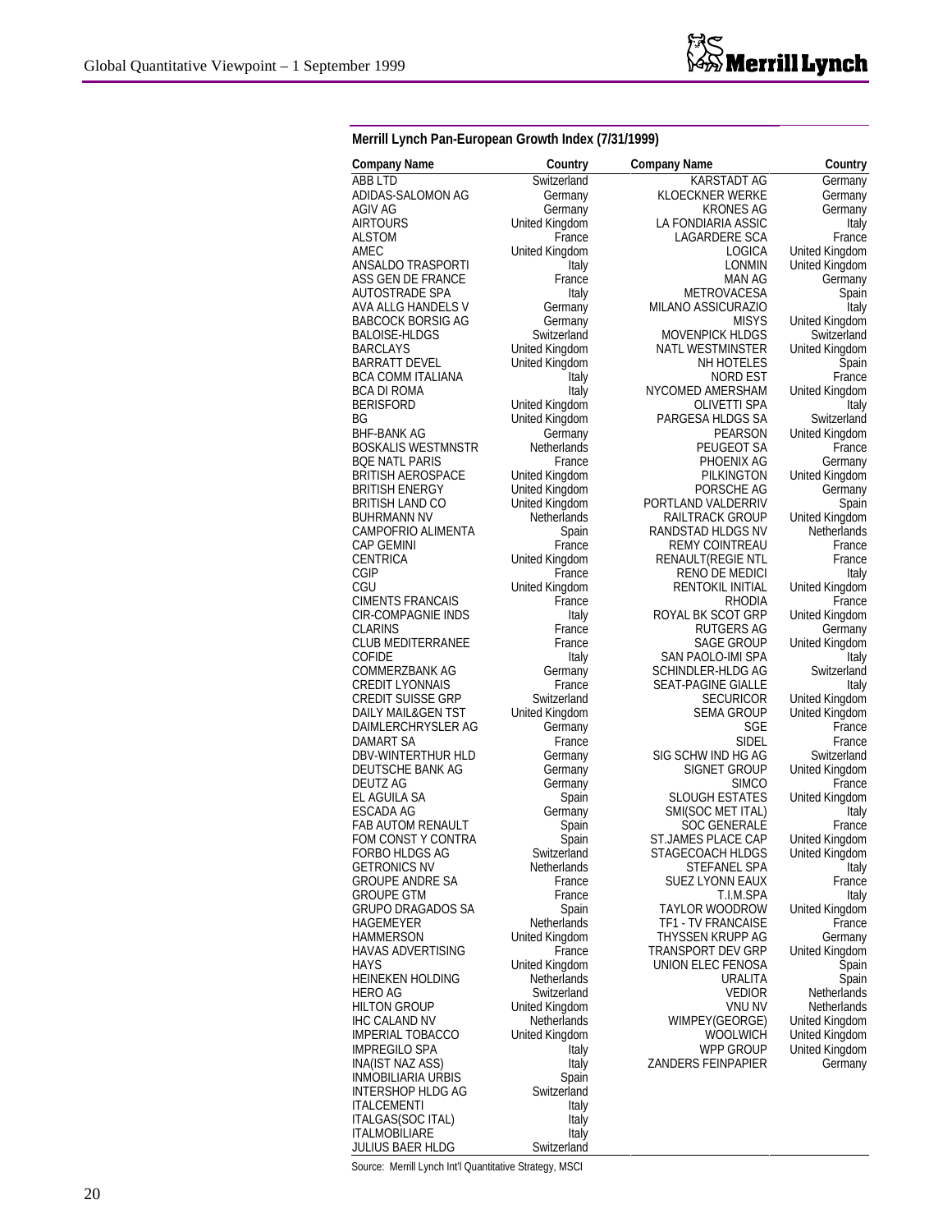**Merrill Lynch Pan-European Growth Index (7/31/1999)**

| Company Name | Country | Company Name | Country |
|---|---|---|---|
| ABB LTD | Switzerland | KARSTADT AG | Germany |
| ADIDAS-SALOMON AG | Germany | KLOECKNER WERKE | Germany |
| AGIV AG | Germany | KRONES AG | Germany |
| AIRTOURS | United Kingdom | LA FONDIARIA ASSIC | Italy |
| ALSTOM | France | LAGARDERE SCA | France |
| AMEC | United Kingdom | LOGICA | United Kingdom |
| ANSALDO TRASPORTI | Italy | LONMIN | United Kingdom |
| ASS GEN DE FRANCE | France | MAN AG | Germany |
| AUTOSTRADE SPA | Italy | METROVACESA | Spain |
| AVA ALLG HANDELS V | Germany | MILANO ASSICURAZIO | Italy |
| BABCOCK BORSIG AG | Germany | MISYS | United Kingdom |
| BALOISE-HLDGS | Switzerland | MOVENPICK HLDGS | Switzerland |
| BARCLAYS | United Kingdom | NATL WESTMINSTER | United Kingdom |
| BARRATT DEVEL | United Kingdom | NH HOTELES | Spain |
| BCA COMM ITALIANA | Italy | NORD EST | France |
| BCA DI ROMA | Italy | NYCOMED AMERSHAM | United Kingdom |
| BERISFORD | United Kingdom | OLIVETTI SPA | Italy |
| BG | United Kingdom | PARGESA HLDGS SA | Switzerland |
| BHF-BANK AG | Germany | PEARSON | United Kingdom |
| BOSKALIS WESTMNSTR | Netherlands | PEUGEOT SA | France |
| BQE NATL PARIS | France | PHOENIX AG | Germany |
| BRITISH AEROSPACE | United Kingdom | PILKINGTON | United Kingdom |
| BRITISH ENERGY | United Kingdom | PORSCHE AG | Germany |
| BRITISH LAND CO | United Kingdom | PORTLAND VALDERRIV | Spain |
| BUHRMANN NV | Netherlands | RAILTRACK GROUP | United Kingdom |
| CAMPOFRIO ALIMENTA | Spain | RANDSTAD HLDGS NV | Netherlands |
| CAP GEMINI | France | REMY COINTREAU | France |
| CENTRICA | United Kingdom | RENAULT(REGIE NTL | France |
| CGIP | France | RENO DE MEDICI | Italy |
| CGU | United Kingdom | RENTOKIL INITIAL | United Kingdom |
| CIMENTS FRANCAIS | France | RHODIA | France |
| CIR-COMPAGNIE INDS | Italy | ROYAL BK SCOT GRP | United Kingdom |
| CLARINS | France | RUTGERS AG | Germany |
| CLUB MEDITERRANEE | France | SAGE GROUP | United Kingdom |
| COFIDE | Italy | SAN PAOLO-IMI SPA | Italy |
| COMMERZBANK AG | Germany | SCHINDLER-HLDG AG | Switzerland |
| CREDIT LYONNAIS | France | SEAT-PAGINE GIALLE | Italy |
| CREDIT SUISSE GRP | Switzerland | SECURICOR | United Kingdom |
| DAILY MAIL&GEN TST | United Kingdom | SEMA GROUP | United Kingdom |
| DAIMLERCHRYSLER AG | Germany | SGE | France |
| DAMART SA | France | SIDEL | France |
| DBV-WINTERTHUR HLD | Germany | SIG SCHW IND HG AG | Switzerland |
| DEUTSCHE BANK AG | Germany | SIGNET GROUP | United Kingdom |
| DEUTZ AG | Germany | SIMCO | France |
| EL AGUILA SA | Spain | SLOUGH ESTATES | United Kingdom |
| ESCADA AG | Germany | SMI(SOC MET ITAL) | Italy |
| FAB AUTOM RENAULT | Spain | SOC GENERALE | France |
| FOM CONST Y CONTRA | Spain | ST.JAMES PLACE CAP | United Kingdom |
| FORBO HLDGS AG | Switzerland | STAGECOACH HLDGS | United Kingdom |
| GETRONICS NV | Netherlands | STEFANEL SPA | Italy |
| GROUPE ANDRE SA | France | SUEZ LYONN EAUX | France |
| GROUPE GTM | France | T.I.M.SPA | Italy |
| GRUPO DRAGADOS SA | Spain | TAYLOR WOODROW | United Kingdom |
| HAGEMEYER | Netherlands | TF1 - TV FRANCAISE | France |
| HAMMERSON | United Kingdom | THYSSEN KRUPP AG | Germany |
| HAVAS ADVERTISING | France | TRANSPORT DEV GRP | United Kingdom |
| HAYS | United Kingdom | UNION ELEC FENOSA | Spain |
| HEINEKEN HOLDING | Netherlands | URALITA | Spain |
| HERO AG | Switzerland | VEDIOR | Netherlands |
| HILTON GROUP | United Kingdom | VNU NV | Netherlands |
| IHC CALAND NV | Netherlands | WIMPEY(GEORGE) | United Kingdom |
| IMPERIAL TOBACCO | United Kingdom | WOOLWICH | United Kingdom |
| IMPREGILO SPA | Italy | WPP GROUP | United Kingdom |
| INA(IST NAZ ASS) | Italy | ZANDERS FEINPAPIER | Germany |
| INMOBILIARIA URBIS | Spain | | |
| INTERSHOP HLDG AG | Switzerland | | |
| ITALCEMENTI | Italy | | |
| ITALGAS(SOC ITAL) | Italy | | |
| ITALMOBILIARE | Italy | | |
| JULIUS BAER HLDG | Switzerland | | |

Source: Merrill Lynch Int'l Quantitative Strategy, MSCI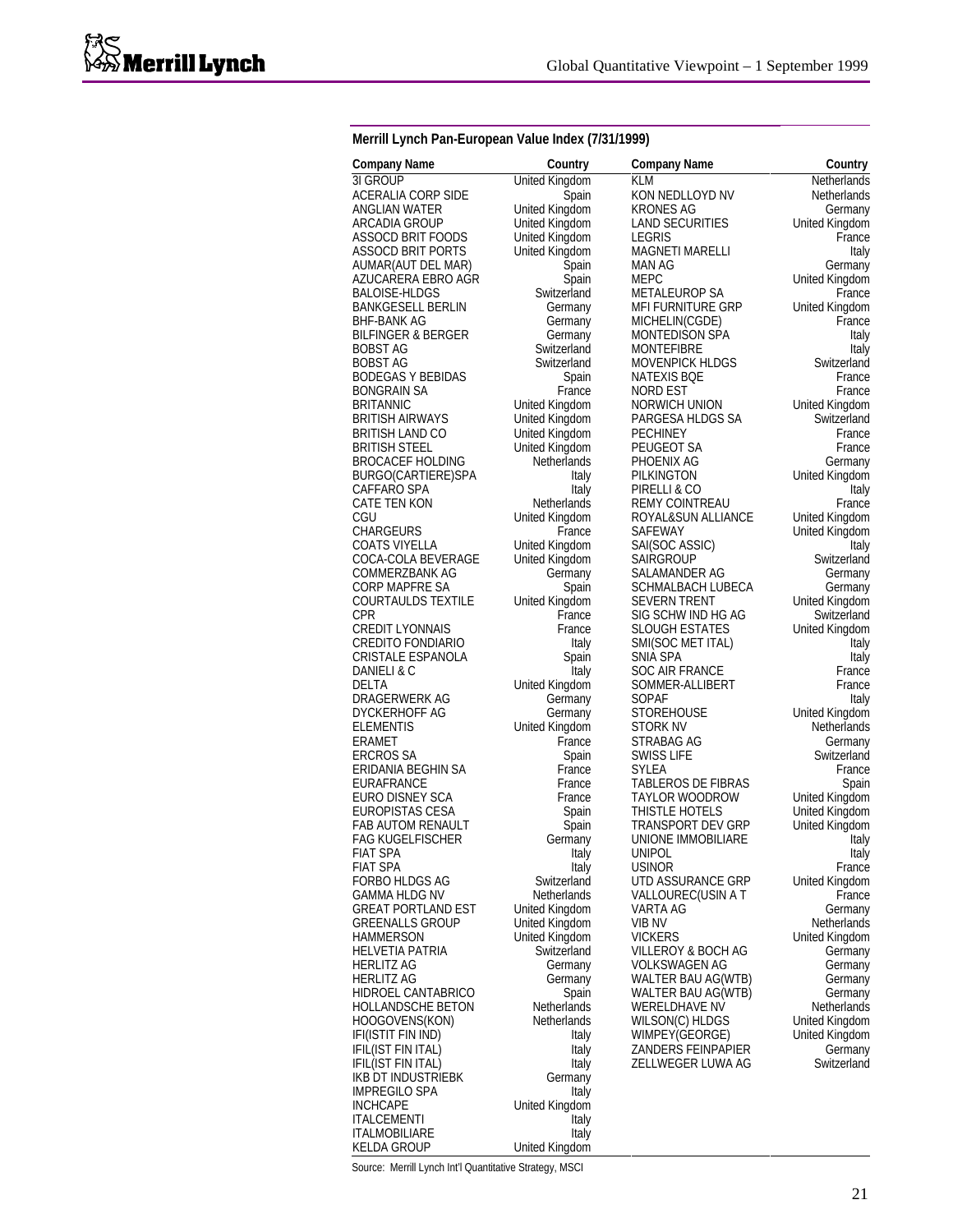**Merrill Lynch Pan-European Value Index (7/31/1999)**

| Company Name | Country | Company Name | Country |
|---|---|---|---|
| 3I GROUP | United Kingdom | KLM | Netherlands |
| ACERALIA CORP SIDE | Spain | KON NEDLLOYD NV | Netherlands |
| ANGLIAN WATER | United Kingdom | KRONES AG | Germany |
| ARCADIA GROUP | United Kingdom | LAND SECURITIES | United Kingdom |
| ASSOCD BRIT FOODS | United Kingdom | LEGRIS | France |
| ASSOCD BRIT PORTS | United Kingdom | MAGNETI MARELLI | Italy |
| AUMAR(AUT DEL MAR) | Spain | MAN AG | Germany |
| AZUCARERA EBRO AGR | Spain | MEPC | United Kingdom |
| BALOISE-HLDGS | Switzerland | METALEUROP SA | France |
| BANKGESELL BERLIN | Germany | MFI FURNITURE GRP | United Kingdom |
| BHF-BANK AG | Germany | MICHELIN(CGDE) | France |
| BILFINGER & BERGER | Germany | MONTEDISON SPA | Italy |
| BOBST AG | Switzerland | MONTEFIBRE | Italy |
| BOBST AG | Switzerland | MOVENPICK HLDGS | Switzerland |
| BODEGAS Y BEBIDAS | Spain | NATEXIS BQE | France |
| BONGRAIN SA | France | NORD EST | France |
| BRITANNIC | United Kingdom | NORWICH UNION | United Kingdom |
| BRITISH AIRWAYS | United Kingdom | PARGESA HLDGS SA | Switzerland |
| BRITISH LAND CO | United Kingdom | PECHINEY | France |
| BRITISH STEEL | United Kingdom | PEUGEOT SA | France |
| BROCACEF HOLDING | Netherlands | PHOENIX AG | Germany |
| BURGO(CARTIERE)SPA | Italy | PILKINGTON | United Kingdom |
| CAFFARO SPA | Italy | PIRELLI & CO | Italy |
| CATE TEN KON | Netherlands | REMY COINTREAU | France |
| CGU | United Kingdom | ROYAL&SUN ALLIANCE | United Kingdom |
| CHARGEURS | France | SAFEWAY | United Kingdom |
| COATS VIYELLA | United Kingdom | SAI(SOC ASSIC) | Italy |
| COCA-COLA BEVERAGE | United Kingdom | SAIRGROUP | Switzerland |
| COMMERZBANK AG | Germany | SALAMANDER AG | Germany |
| CORP MAPFRE SA | Spain | SCHMALBACH LUBECA | Germany |
| COURTAULDS TEXTILE | United Kingdom | SEVERN TRENT | United Kingdom |
| CPR | France | SIG SCHW IND HG AG | Switzerland |
| CREDIT LYONNAIS | France | SLOUGH ESTATES | United Kingdom |
| CREDITO FONDIARIO | Italy | SMI(SOC MET ITAL) | Italy |
| CRISTALE ESPANOLA | Spain | SNIA SPA | Italy |
| DANIELI & C | Italy | SOC AIR FRANCE | France |
| DELTA | United Kingdom | SOMMER-ALLIBERT | France |
| DRAGERWERK AG | Germany | SOPAF | Italy |
| DYCKERHOFF AG | Germany | STOREHOUSE | United Kingdom |
| ELEMENTIS | United Kingdom | STORK NV | Netherlands |
| ERAMET | France | STRABAG AG | Germany |
| ERCROS SA | Spain | SWISS LIFE | Switzerland |
| ERIDANIA BEGHIN SA | France | SYLEA | France |
| EURAFRANCE | France | TABLEROS DE FIBRAS | Spain |
| EURO DISNEY SCA | France | TAYLOR WOODROW | United Kingdom |
| EUROPISTAS CESA | Spain | THISTLE HOTELS | United Kingdom |
| FAB AUTOM RENAULT | Spain | TRANSPORT DEV GRP | United Kingdom |
| FAG KUGELFISCHER | Germany | UNIONE IMMOBILIARE | Italy |
| FIAT SPA | Italy | UNIPOL | Italy |
| FIAT SPA | Italy | USINOR | France |
| FORBO HLDGS AG | Switzerland | UTD ASSURANCE GRP | United Kingdom |
| GAMMA HLDG NV | Netherlands | VALLOUREC(USIN A T | France |
| GREAT PORTLAND EST | United Kingdom | VARTA AG | Germany |
| GREENALLS GROUP | United Kingdom | VIB NV | Netherlands |
| HAMMERSON | United Kingdom | VICKERS | United Kingdom |
| HELVETIA PATRIA | Switzerland | VILLEROY & BOCH AG | Germany |
| HERLITZ AG | Germany | VOLKSWAGEN AG | Germany |
| HERLITZ AG | Germany | WALTER BAU AG(WTB) | Germany |
| HIDROEL CANTABRICO | Spain | WALTER BAU AG(WTB) | Germany |
| HOLLANDSCHE BETON | Netherlands | WERELDHAVE NV | Netherlands |
| HOOGOVENS(KON) | Netherlands | WILSON(C) HLDGS | United Kingdom |
| IFI(ISTIT FIN IND) | Italy | WIMPEY(GEORGE) | United Kingdom |
| IFIL(IST FIN ITAL) | Italy | ZANDERS FEINPAPIER | Germany |
| IFIL(IST FIN ITAL) | Italy | ZELLWEGER LUWA AG | Switzerland |
| IKB DT INDUSTRIEBK | Germany | | |
| IMPREGILO SPA | Italy | | |
| INCHCAPE | United Kingdom | | |
| ITALCEMENTI | Italy | | |
| ITALMOBILIARE | Italy | | |
| KELDA GROUP | United Kingdom | | |

Source: Merrill Lynch Int'l Quantitative Strategy, MSCI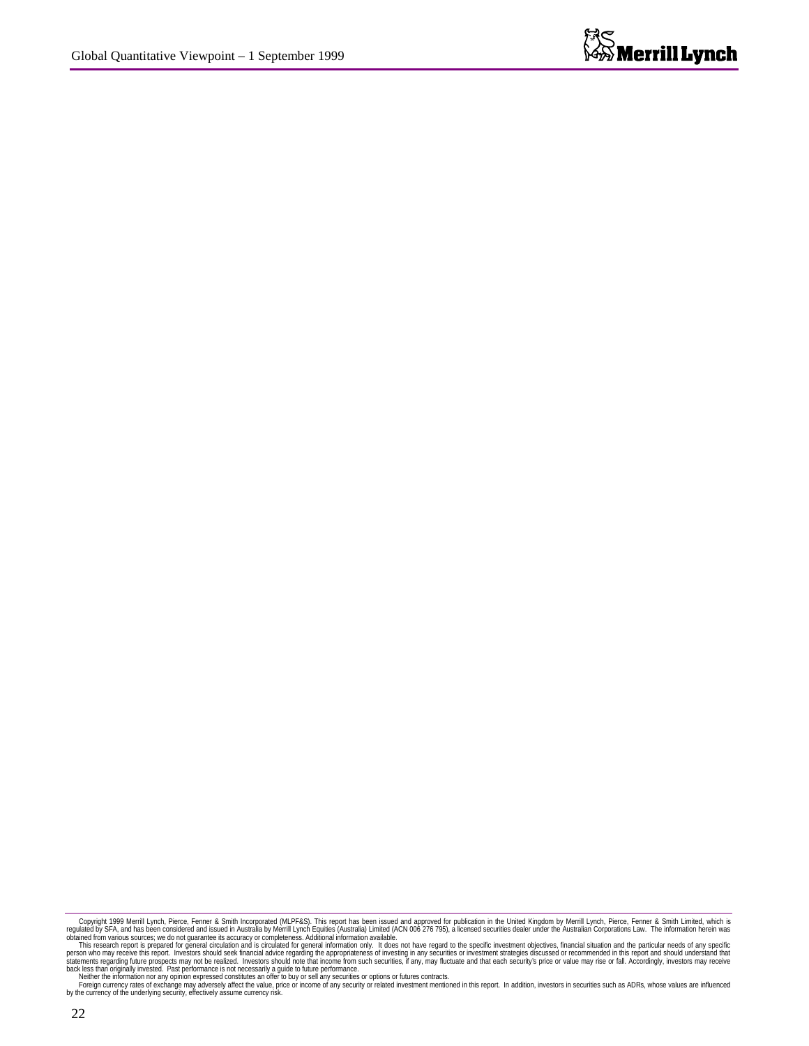Copyright 1999 Merrill Lynch, Pierce, Fenner & Smith Incorporated (MLPF&S). This report has been issued and approved for publication in the United Kingdom by Merrill Lynch, Pierce, Fenner & Smith Limited, which is regulated by SFA, and has been considered and issued in Australia by Merrill Lynch Equities (Australia) Limited (ACN 006 276 795), a licensed securities dealer under the Australian Corporations Law. The information herein was obtained from various sources; we do not guarantee its accuracy or completeness. Additional information available.

This research report is prepared for general circulation and is circulated for general information only. It does not have regard to the specific investment objectives, financial situation and the particular needs of any specific person who may receive this report. Investors should seek financial advice regarding the appropriateness of investing in any securities or investment strategies discussed or recommended in this report and should understand that statements regarding future prospects may not be realized. Investors should note that income from such securities, if any, may fluctuate and that each security's price or value may rise or fall. Accordingly, investors may receive back less than originally invested. Past performance is not necessarily a guide to future performance.

Neither the information nor any opinion expressed constitutes an offer to buy or sell any securities or options or futures contracts.

Foreign currency rates of exchange may adversely affect the value, price or income of any security or related investment mentioned in this report. In addition, investors in securities such as ADRs, whose values are influenced by the currency of the underlying security, effectively assume currency risk.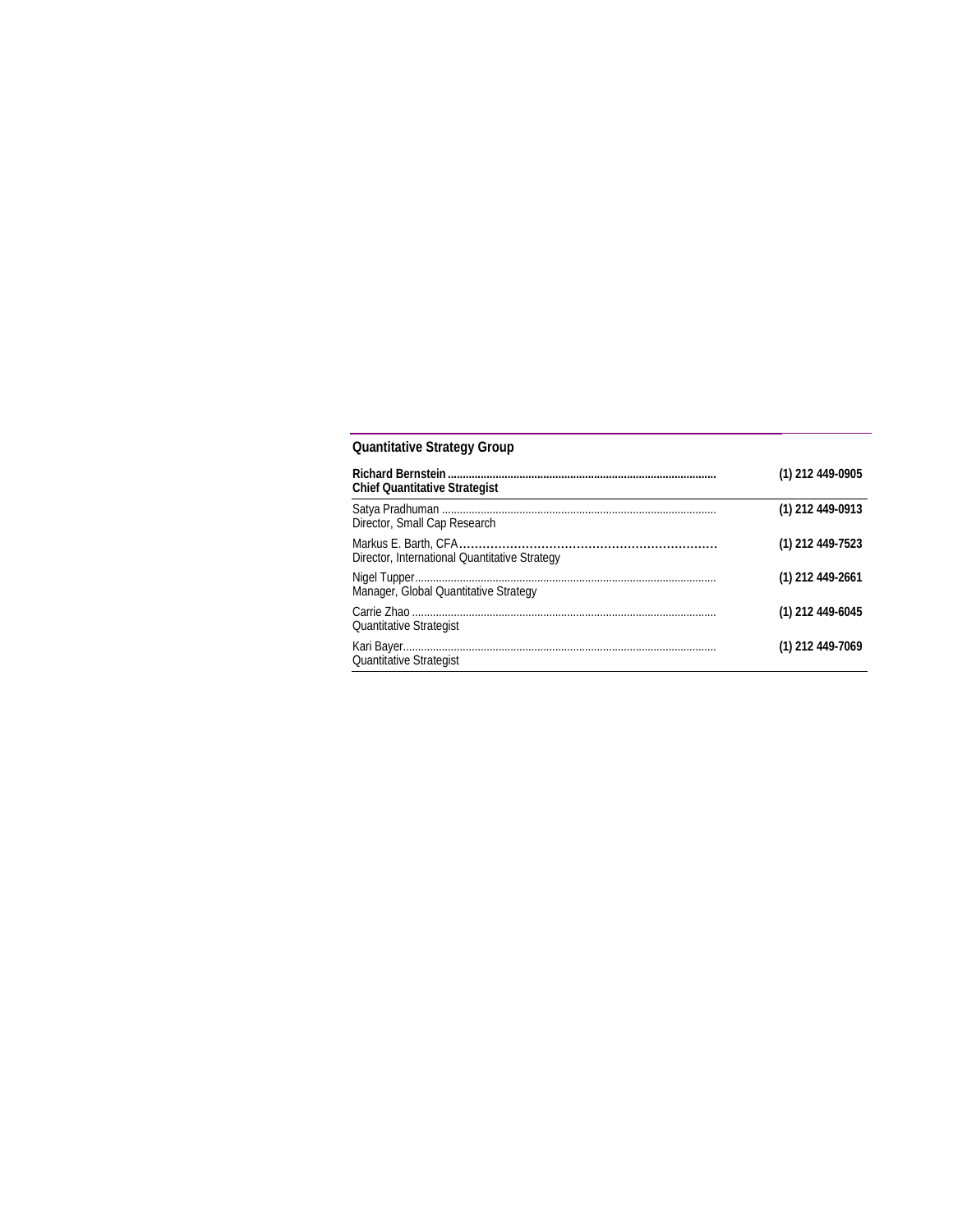## Quantitative Strategy Group

| | |
|---|---|
| **Richard Bernstein** <br> **Chief Quantitative Strategist** | **(1) 212 449-0905** |
| Satya Pradhuman <br> Director, Small Cap Research | **(1) 212 449-0913** |
| Markus E. Barth, CFA <br> Director, International Quantitative Strategy | **(1) 212 449-7523** |
| Nigel Tupper <br> Manager, Global Quantitative Strategy | **(1) 212 449-2661** |
| Carrie Zhao <br> Quantitative Strategist | **(1) 212 449-6045** |
| Kari Bayer <br> Quantitative Strategist | **(1) 212 449-7069** |